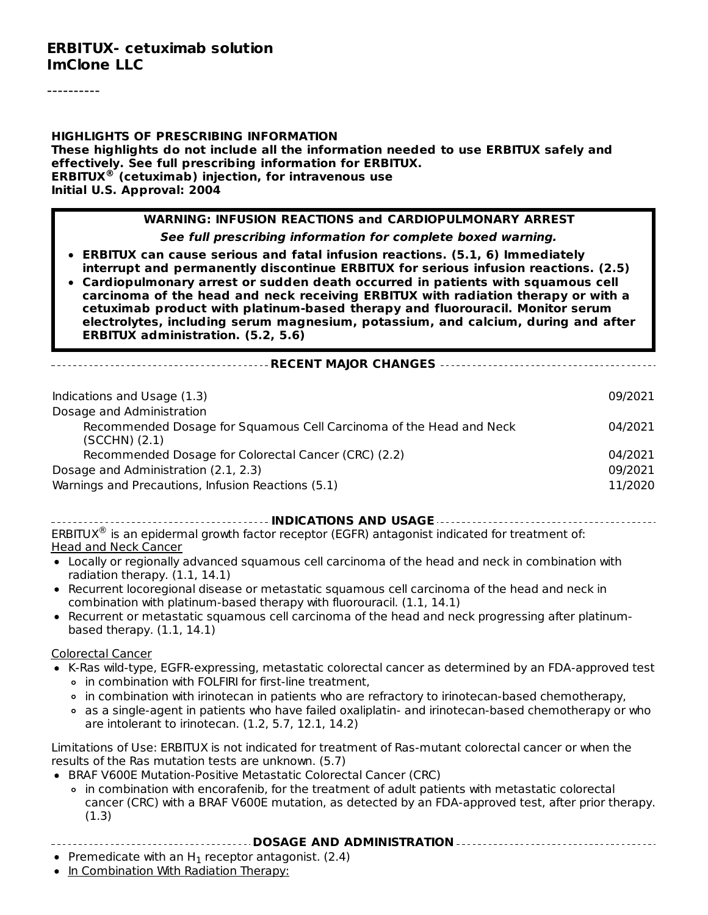## ERBITUX- cetuximab solution
## ImClone LLC

----------

**HIGHLIGHTS OF PRESCRIBING INFORMATION**
**These highlights do not include all the information needed to use ERBITUX safely and effectively. See full prescribing information for ERBITUX.**
**ERBITUX® (cetuximab) injection, for intravenous use**
**Initial U.S. Approval: 2004**

> **WARNING: INFUSION REACTIONS and CARDIOPULMONARY ARREST**
>
> ***See full prescribing information for complete boxed warning.***
>
> - **ERBITUX can cause serious and fatal infusion reactions. (5.1, 6) Immediately interrupt and permanently discontinue ERBITUX for serious infusion reactions. (2.5)**
> - **Cardiopulmonary arrest or sudden death occurred in patients with squamous cell carcinoma of the head and neck receiving ERBITUX with radiation therapy or with a cetuximab product with platinum-based therapy and fluorouracil. Monitor serum electrolytes, including serum magnesium, potassium, and calcium, during and after ERBITUX administration. (5.2, 5.6)**

**RECENT MAJOR CHANGES**

| | |
|---|---|
| Indications and Usage (1.3) | 09/2021 |
| Dosage and Administration | |
| Recommended Dosage for Squamous Cell Carcinoma of the Head and Neck (SCCHN) (2.1) | 04/2021 |
| Recommended Dosage for Colorectal Cancer (CRC) (2.2) | 04/2021 |
| Dosage and Administration (2.1, 2.3) | 09/2021 |
| Warnings and Precautions, Infusion Reactions (5.1) | 11/2020 |

**INDICATIONS AND USAGE**

ERBITUX® is an epidermal growth factor receptor (EGFR) antagonist indicated for treatment of:

Head and Neck Cancer

- Locally or regionally advanced squamous cell carcinoma of the head and neck in combination with radiation therapy. (1.1, 14.1)
- Recurrent locoregional disease or metastatic squamous cell carcinoma of the head and neck in combination with platinum-based therapy with fluorouracil. (1.1, 14.1)
- Recurrent or metastatic squamous cell carcinoma of the head and neck progressing after platinum-based therapy. (1.1, 14.1)

Colorectal Cancer

- K-Ras wild-type, EGFR-expressing, metastatic colorectal cancer as determined by an FDA-approved test
  - in combination with FOLFIRI for first-line treatment,
  - in combination with irinotecan in patients who are refractory to irinotecan-based chemotherapy,
  - as a single-agent in patients who have failed oxaliplatin- and irinotecan-based chemotherapy or who are intolerant to irinotecan. (1.2, 5.7, 12.1, 14.2)

Limitations of Use: ERBITUX is not indicated for treatment of Ras-mutant colorectal cancer or when the results of the Ras mutation tests are unknown. (5.7)

- BRAF V600E Mutation-Positive Metastatic Colorectal Cancer (CRC)
  - in combination with encorafenib, for the treatment of adult patients with metastatic colorectal cancer (CRC) with a BRAF V600E mutation, as detected by an FDA-approved test, after prior therapy. (1.3)

**DOSAGE AND ADMINISTRATION**

- Premedicate with an $H_1$ receptor antagonist. (2.4)
- In Combination With Radiation Therapy: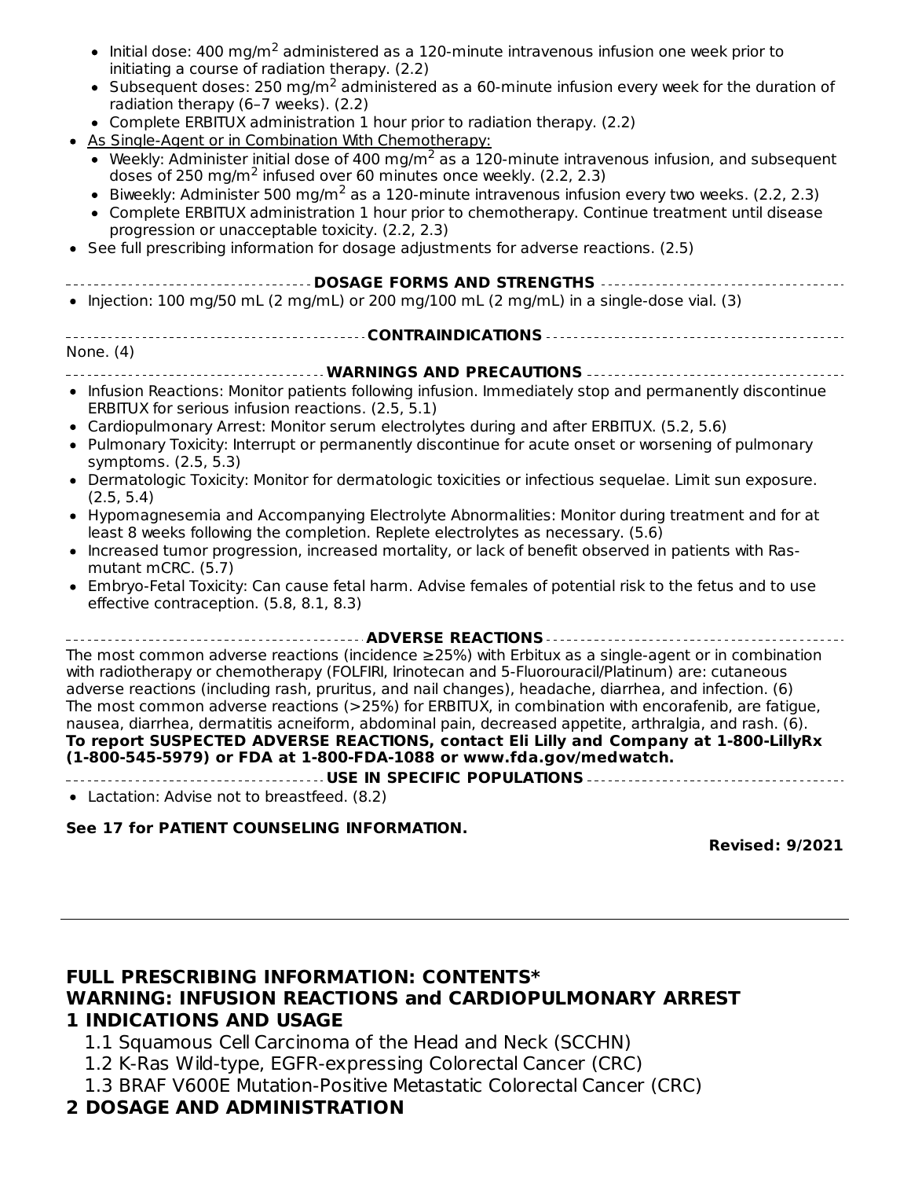- Initial dose: 400 mg/m$^2$ administered as a 120-minute intravenous infusion one week prior to initiating a course of radiation therapy. (2.2)
- Subsequent doses: 250 mg/m$^2$ administered as a 60-minute infusion every week for the duration of radiation therapy (6–7 weeks). (2.2)
- Complete ERBITUX administration 1 hour prior to radiation therapy. (2.2)

- As Single-Agent or in Combination With Chemotherapy:
  - Weekly: Administer initial dose of 400 mg/m$^2$ as a 120-minute intravenous infusion, and subsequent doses of 250 mg/m$^2$ infused over 60 minutes once weekly. (2.2, 2.3)
  - Biweekly: Administer 500 mg/m$^2$ as a 120-minute intravenous infusion every two weeks. (2.2, 2.3)
  - Complete ERBITUX administration 1 hour prior to chemotherapy. Continue treatment until disease progression or unacceptable toxicity. (2.2, 2.3)
- See full prescribing information for dosage adjustments for adverse reactions. (2.5)

**DOSAGE FORMS AND STRENGTHS**

- Injection: 100 mg/50 mL (2 mg/mL) or 200 mg/100 mL (2 mg/mL) in a single-dose vial. (3)

**CONTRAINDICATIONS**

None. (4)

**WARNINGS AND PRECAUTIONS**

- Infusion Reactions: Monitor patients following infusion. Immediately stop and permanently discontinue ERBITUX for serious infusion reactions. (2.5, 5.1)
- Cardiopulmonary Arrest: Monitor serum electrolytes during and after ERBITUX. (5.2, 5.6)
- Pulmonary Toxicity: Interrupt or permanently discontinue for acute onset or worsening of pulmonary symptoms. (2.5, 5.3)
- Dermatologic Toxicity: Monitor for dermatologic toxicities or infectious sequelae. Limit sun exposure. (2.5, 5.4)
- Hypomagnesemia and Accompanying Electrolyte Abnormalities: Monitor during treatment and for at least 8 weeks following the completion. Replete electrolytes as necessary. (5.6)
- Increased tumor progression, increased mortality, or lack of benefit observed in patients with Ras-mutant mCRC. (5.7)
- Embryo-Fetal Toxicity: Can cause fetal harm. Advise females of potential risk to the fetus and to use effective contraception. (5.8, 8.1, 8.3)

**ADVERSE REACTIONS**

The most common adverse reactions (incidence ≥25%) with Erbitux as a single-agent or in combination with radiotherapy or chemotherapy (FOLFIRI, Irinotecan and 5-Fluorouracil/Platinum) are: cutaneous adverse reactions (including rash, pruritus, and nail changes), headache, diarrhea, and infection. (6)
The most common adverse reactions (>25%) for ERBITUX, in combination with encorafenib, are fatigue, nausea, diarrhea, dermatitis acneiform, abdominal pain, decreased appetite, arthralgia, and rash. (6).
**To report SUSPECTED ADVERSE REACTIONS, contact Eli Lilly and Company at 1-800-LillyRx (1-800-545-5979) or FDA at 1-800-FDA-1088 or www.fda.gov/medwatch.**

**USE IN SPECIFIC POPULATIONS**

- Lactation: Advise not to breastfeed. (8.2)

**See 17 for PATIENT COUNSELING INFORMATION.**

**Revised: 9/2021**

---

**FULL PRESCRIBING INFORMATION: CONTENTS***

**WARNING: INFUSION REACTIONS and CARDIOPULMONARY ARREST**

**1 INDICATIONS AND USAGE**

1.1 Squamous Cell Carcinoma of the Head and Neck (SCCHN)

1.2 K-Ras Wild-type, EGFR-expressing Colorectal Cancer (CRC)

1.3 BRAF V600E Mutation-Positive Metastatic Colorectal Cancer (CRC)

**2 DOSAGE AND ADMINISTRATION**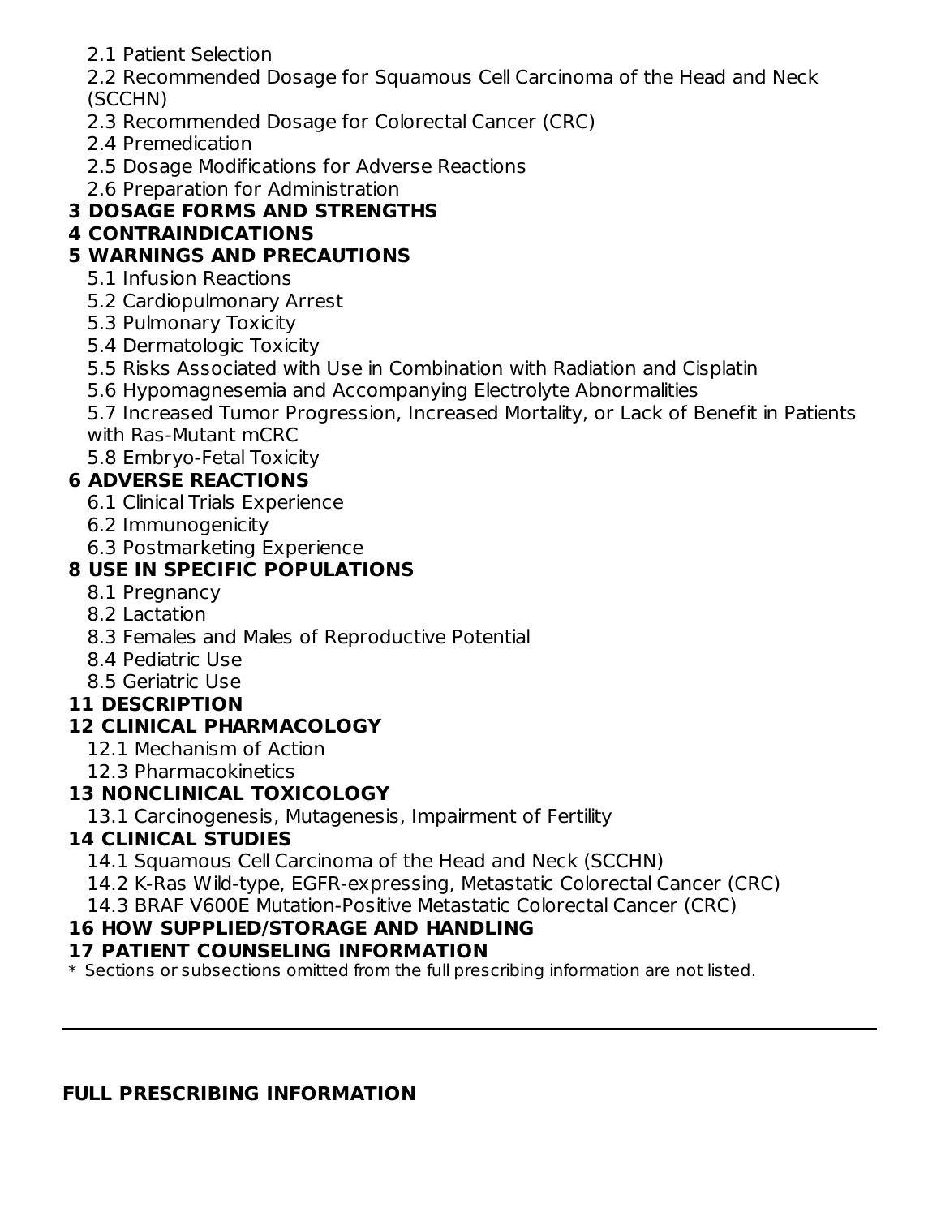2.1 Patient Selection

2.2 Recommended Dosage for Squamous Cell Carcinoma of the Head and Neck (SCCHN)

2.3 Recommended Dosage for Colorectal Cancer (CRC)

2.4 Premedication

2.5 Dosage Modifications for Adverse Reactions

2.6 Preparation for Administration

**3 DOSAGE FORMS AND STRENGTHS**

**4 CONTRAINDICATIONS**

**5 WARNINGS AND PRECAUTIONS**

5.1 Infusion Reactions

5.2 Cardiopulmonary Arrest

5.3 Pulmonary Toxicity

5.4 Dermatologic Toxicity

5.5 Risks Associated with Use in Combination with Radiation and Cisplatin

5.6 Hypomagnesemia and Accompanying Electrolyte Abnormalities

5.7 Increased Tumor Progression, Increased Mortality, or Lack of Benefit in Patients with Ras-Mutant mCRC

5.8 Embryo-Fetal Toxicity

**6 ADVERSE REACTIONS**

6.1 Clinical Trials Experience

6.2 Immunogenicity

6.3 Postmarketing Experience

**8 USE IN SPECIFIC POPULATIONS**

8.1 Pregnancy

8.2 Lactation

8.3 Females and Males of Reproductive Potential

8.4 Pediatric Use

8.5 Geriatric Use

**11 DESCRIPTION**

**12 CLINICAL PHARMACOLOGY**

12.1 Mechanism of Action

12.3 Pharmacokinetics

**13 NONCLINICAL TOXICOLOGY**

13.1 Carcinogenesis, Mutagenesis, Impairment of Fertility

**14 CLINICAL STUDIES**

14.1 Squamous Cell Carcinoma of the Head and Neck (SCCHN)

14.2 K-Ras Wild-type, EGFR-expressing, Metastatic Colorectal Cancer (CRC)

14.3 BRAF V600E Mutation-Positive Metastatic Colorectal Cancer (CRC)

**16 HOW SUPPLIED/STORAGE AND HANDLING**

**17 PATIENT COUNSELING INFORMATION**

* Sections or subsections omitted from the full prescribing information are not listed.

---

**FULL PRESCRIBING INFORMATION**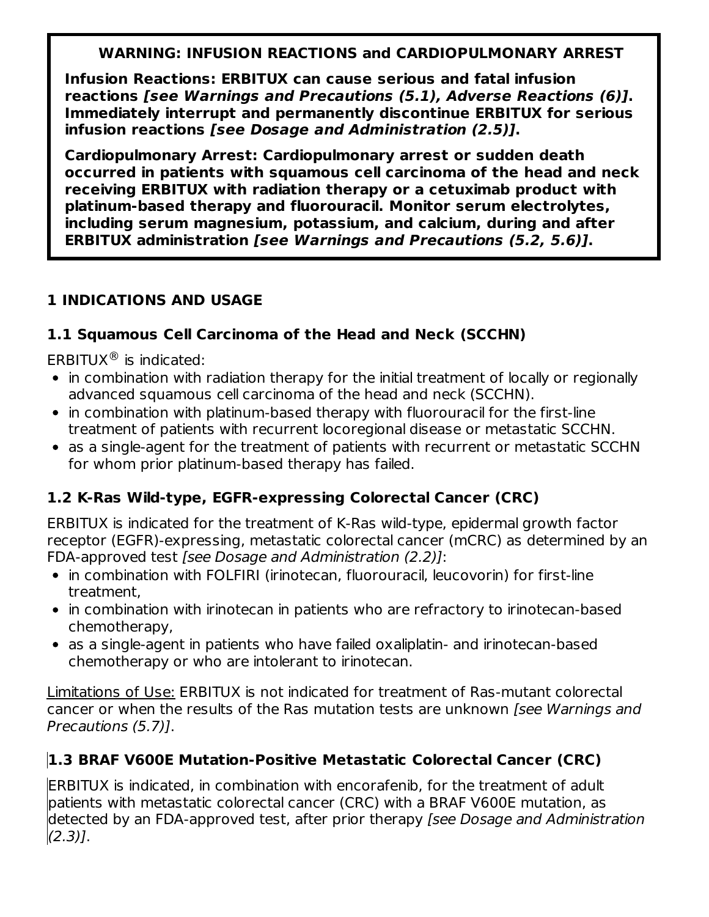**WARNING: INFUSION REACTIONS and CARDIOPULMONARY ARREST**

**Infusion Reactions: ERBITUX can cause serious and fatal infusion reactions *[see Warnings and Precautions (5.1), Adverse Reactions (6)]*. Immediately interrupt and permanently discontinue ERBITUX for serious infusion reactions *[see Dosage and Administration (2.5)]*.**

**Cardiopulmonary Arrest: Cardiopulmonary arrest or sudden death occurred in patients with squamous cell carcinoma of the head and neck receiving ERBITUX with radiation therapy or a cetuximab product with platinum-based therapy and fluorouracil. Monitor serum electrolytes, including serum magnesium, potassium, and calcium, during and after ERBITUX administration *[see Warnings and Precautions (5.2, 5.6)]*.**

# 1 INDICATIONS AND USAGE

## 1.1 Squamous Cell Carcinoma of the Head and Neck (SCCHN)

ERBITUX® is indicated:

- in combination with radiation therapy for the initial treatment of locally or regionally advanced squamous cell carcinoma of the head and neck (SCCHN).
- in combination with platinum-based therapy with fluorouracil for the first-line treatment of patients with recurrent locoregional disease or metastatic SCCHN.
- as a single-agent for the treatment of patients with recurrent or metastatic SCCHN for whom prior platinum-based therapy has failed.

## 1.2 K-Ras Wild-type, EGFR-expressing Colorectal Cancer (CRC)

ERBITUX is indicated for the treatment of K-Ras wild-type, epidermal growth factor receptor (EGFR)-expressing, metastatic colorectal cancer (mCRC) as determined by an FDA-approved test *[see Dosage and Administration (2.2)]*:

- in combination with FOLFIRI (irinotecan, fluorouracil, leucovorin) for first-line treatment,
- in combination with irinotecan in patients who are refractory to irinotecan-based chemotherapy,
- as a single-agent in patients who have failed oxaliplatin- and irinotecan-based chemotherapy or who are intolerant to irinotecan.

Limitations of Use: ERBITUX is not indicated for treatment of Ras-mutant colorectal cancer or when the results of the Ras mutation tests are unknown *[see Warnings and Precautions (5.7)]*.

## 1.3 BRAF V600E Mutation-Positive Metastatic Colorectal Cancer (CRC)

ERBITUX is indicated, in combination with encorafenib, for the treatment of adult patients with metastatic colorectal cancer (CRC) with a BRAF V600E mutation, as detected by an FDA-approved test, after prior therapy *[see Dosage and Administration (2.3)]*.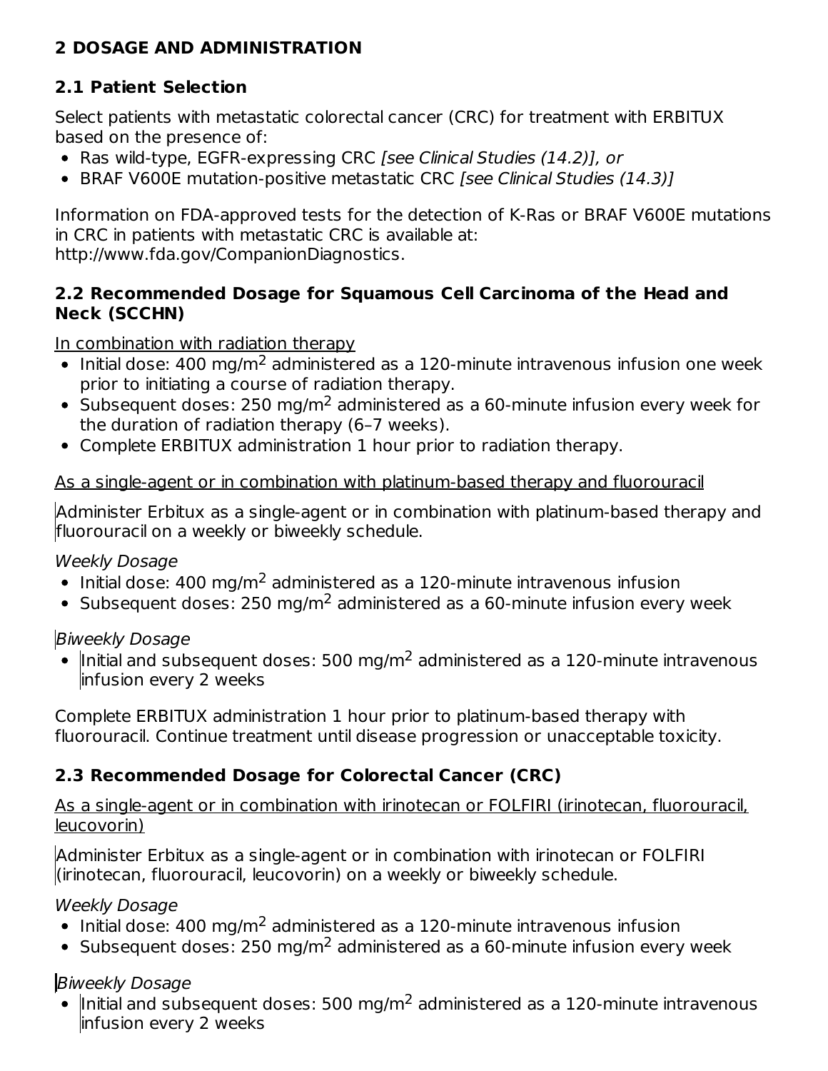## 2 DOSAGE AND ADMINISTRATION

### 2.1 Patient Selection

Select patients with metastatic colorectal cancer (CRC) for treatment with ERBITUX based on the presence of:

- Ras wild-type, EGFR-expressing CRC *[see Clinical Studies (14.2)], or*
- BRAF V600E mutation-positive metastatic CRC *[see Clinical Studies (14.3)]*

Information on FDA-approved tests for the detection of K-Ras or BRAF V600E mutations in CRC in patients with metastatic CRC is available at: http://www.fda.gov/CompanionDiagnostics.

### 2.2 Recommended Dosage for Squamous Cell Carcinoma of the Head and Neck (SCCHN)

<u>In combination with radiation therapy</u>

- Initial dose: 400 mg/m$^2$ administered as a 120-minute intravenous infusion one week prior to initiating a course of radiation therapy.
- Subsequent doses: 250 mg/m$^2$ administered as a 60-minute infusion every week for the duration of radiation therapy (6–7 weeks).
- Complete ERBITUX administration 1 hour prior to radiation therapy.

<u>As a single-agent or in combination with platinum-based therapy and fluorouracil</u>

Administer Erbitux as a single-agent or in combination with platinum-based therapy and fluorouracil on a weekly or biweekly schedule.

*Weekly Dosage*

- Initial dose: 400 mg/m$^2$ administered as a 120-minute intravenous infusion
- Subsequent doses: 250 mg/m$^2$ administered as a 60-minute infusion every week

*Biweekly Dosage*

- Initial and subsequent doses: 500 mg/m$^2$ administered as a 120-minute intravenous infusion every 2 weeks

Complete ERBITUX administration 1 hour prior to platinum-based therapy with fluorouracil. Continue treatment until disease progression or unacceptable toxicity.

### 2.3 Recommended Dosage for Colorectal Cancer (CRC)

<u>As a single-agent or in combination with irinotecan or FOLFIRI (irinotecan, fluorouracil, leucovorin)</u>

Administer Erbitux as a single-agent or in combination with irinotecan or FOLFIRI (irinotecan, fluorouracil, leucovorin) on a weekly or biweekly schedule.

*Weekly Dosage*

- Initial dose: 400 mg/m$^2$ administered as a 120-minute intravenous infusion
- Subsequent doses: 250 mg/m$^2$ administered as a 60-minute infusion every week

*Biweekly Dosage*

- Initial and subsequent doses: 500 mg/m$^2$ administered as a 120-minute intravenous infusion every 2 weeks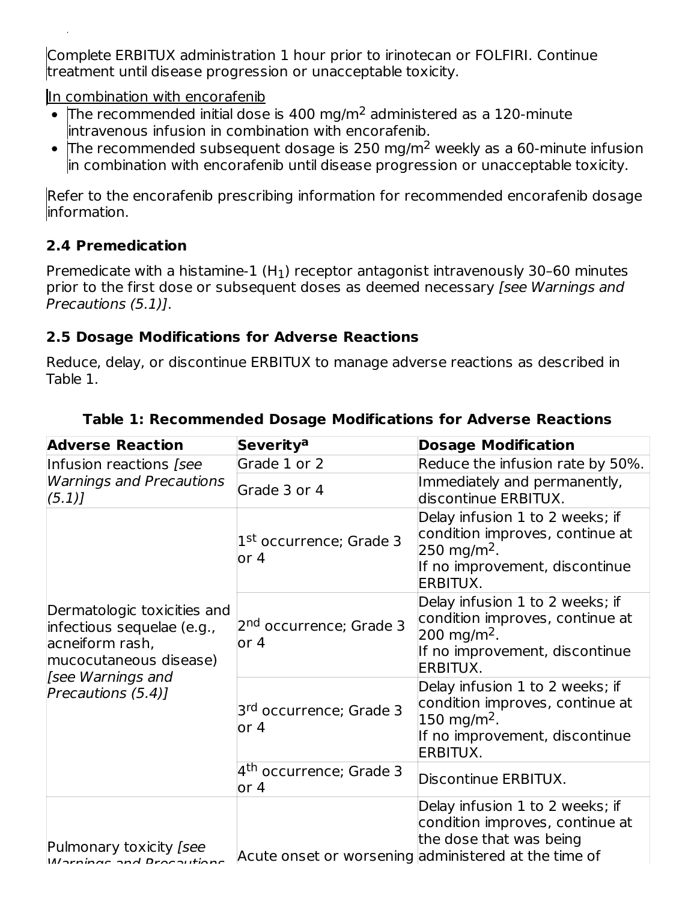Complete ERBITUX administration 1 hour prior to irinotecan or FOLFIRI. Continue treatment until disease progression or unacceptable toxicity.

In combination with encorafenib

- The recommended initial dose is 400 mg/m$^2$ administered as a 120-minute intravenous infusion in combination with encorafenib.
- The recommended subsequent dosage is 250 mg/m$^2$ weekly as a 60-minute infusion in combination with encorafenib until disease progression or unacceptable toxicity.

Refer to the encorafenib prescribing information for recommended encorafenib dosage information.

### 2.4 Premedication

Premedicate with a histamine-1 ($H_1$) receptor antagonist intravenously 30–60 minutes prior to the first dose or subsequent doses as deemed necessary *[see Warnings and Precautions (5.1)]*.

### 2.5 Dosage Modifications for Adverse Reactions

Reduce, delay, or discontinue ERBITUX to manage adverse reactions as described in Table 1.

**Table 1: Recommended Dosage Modifications for Adverse Reactions**

| Adverse Reaction | Severity[a] | Dosage Modification |
|---|---|---|
| Infusion reactions *[see Warnings and Precautions (5.1)]* | Grade 1 or 2 | Reduce the infusion rate by 50%. |
| | Grade 3 or 4 | Immediately and permanently, discontinue ERBITUX. |
| Dermatologic toxicities and infectious sequelae (e.g., acneiform rash, mucocutaneous disease) *[see Warnings and Precautions (5.4)]* | 1st occurrence; Grade 3 or 4 | Delay infusion 1 to 2 weeks; if condition improves, continue at 250 mg/m$^2$. If no improvement, discontinue ERBITUX. |
| | 2nd occurrence; Grade 3 or 4 | Delay infusion 1 to 2 weeks; if condition improves, continue at 200 mg/m$^2$. If no improvement, discontinue ERBITUX. |
| | 3rd occurrence; Grade 3 or 4 | Delay infusion 1 to 2 weeks; if condition improves, continue at 150 mg/m$^2$. If no improvement, discontinue ERBITUX. |
| | 4th occurrence; Grade 3 or 4 | Discontinue ERBITUX. |
| Pulmonary toxicity *[see Warnings and Precautions* | Acute onset or worsening | Delay infusion 1 to 2 weeks; if condition improves, continue at the dose that was being administered at the time of |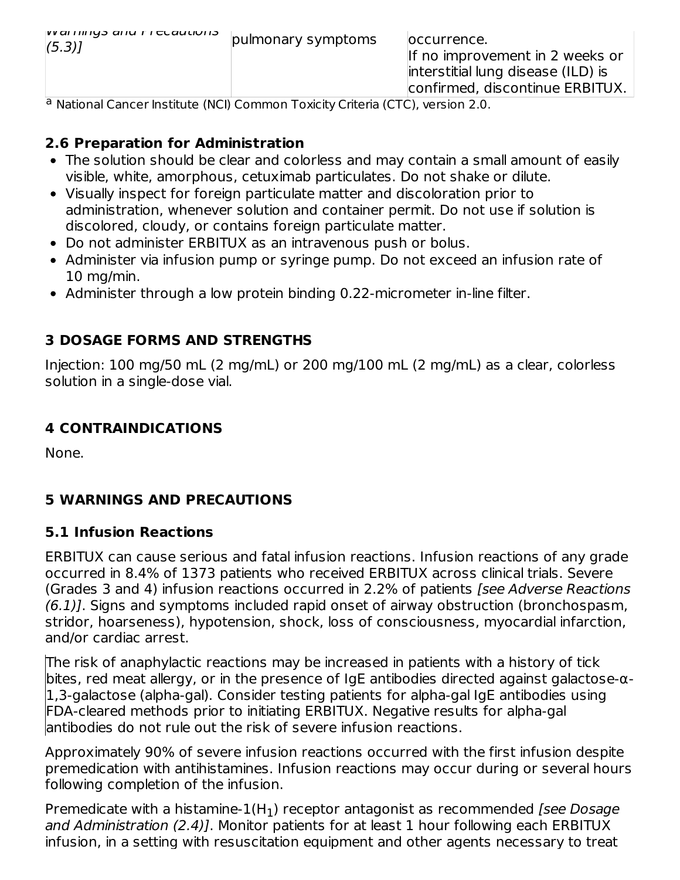| Warnings and Precautions (5.3)] | pulmonary symptoms | occurrence. If no improvement in 2 weeks or interstitial lung disease (ILD) is confirmed, discontinue ERBITUX. |
|---|---|---|

[a] National Cancer Institute (NCI) Common Toxicity Criteria (CTC), version 2.0.

### 2.6 Preparation for Administration

- The solution should be clear and colorless and may contain a small amount of easily visible, white, amorphous, cetuximab particulates. Do not shake or dilute.
- Visually inspect for foreign particulate matter and discoloration prior to administration, whenever solution and container permit. Do not use if solution is discolored, cloudy, or contains foreign particulate matter.
- Do not administer ERBITUX as an intravenous push or bolus.
- Administer via infusion pump or syringe pump. Do not exceed an infusion rate of 10 mg/min.
- Administer through a low protein binding 0.22-micrometer in-line filter.

## 3 DOSAGE FORMS AND STRENGTHS

Injection: 100 mg/50 mL (2 mg/mL) or 200 mg/100 mL (2 mg/mL) as a clear, colorless solution in a single-dose vial.

## 4 CONTRAINDICATIONS

None.

## 5 WARNINGS AND PRECAUTIONS

### 5.1 Infusion Reactions

ERBITUX can cause serious and fatal infusion reactions. Infusion reactions of any grade occurred in 8.4% of 1373 patients who received ERBITUX across clinical trials. Severe (Grades 3 and 4) infusion reactions occurred in 2.2% of patients *[see Adverse Reactions (6.1)]*. Signs and symptoms included rapid onset of airway obstruction (bronchospasm, stridor, hoarseness), hypotension, shock, loss of consciousness, myocardial infarction, and/or cardiac arrest.

The risk of anaphylactic reactions may be increased in patients with a history of tick bites, red meat allergy, or in the presence of IgE antibodies directed against galactose-α-1,3-galactose (alpha-gal). Consider testing patients for alpha-gal IgE antibodies using FDA-cleared methods prior to initiating ERBITUX. Negative results for alpha-gal antibodies do not rule out the risk of severe infusion reactions.

Approximately 90% of severe infusion reactions occurred with the first infusion despite premedication with antihistamines. Infusion reactions may occur during or several hours following completion of the infusion.

Premedicate with a histamine-1($H_1$) receptor antagonist as recommended *[see Dosage and Administration (2.4)]*. Monitor patients for at least 1 hour following each ERBITUX infusion, in a setting with resuscitation equipment and other agents necessary to treat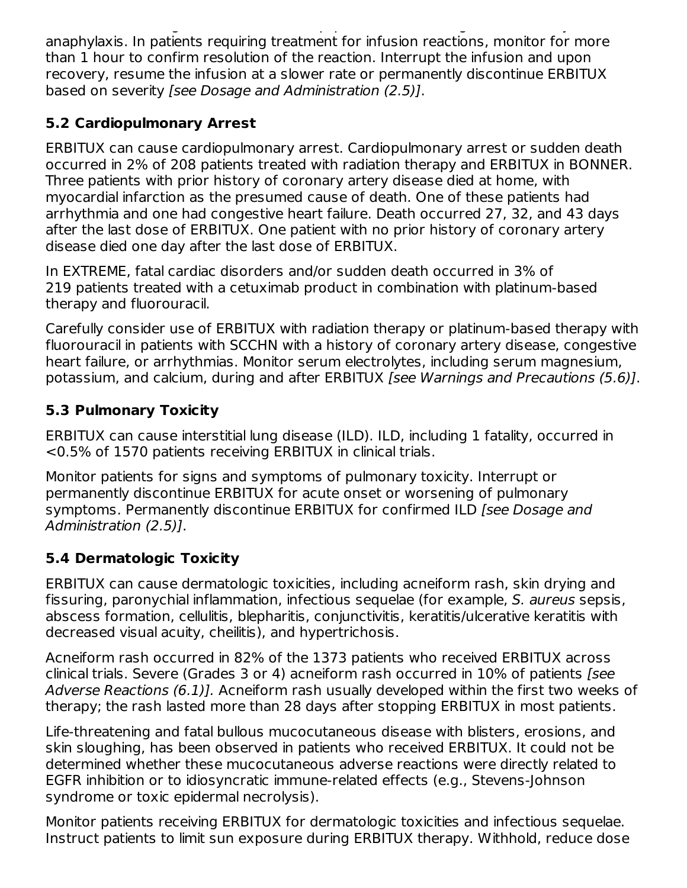anaphylaxis. In patients requiring treatment for infusion reactions, monitor for more than 1 hour to confirm resolution of the reaction. Interrupt the infusion and upon recovery, resume the infusion at a slower rate or permanently discontinue ERBITUX based on severity *[see Dosage and Administration (2.5)]*.

### 5.2 Cardiopulmonary Arrest

ERBITUX can cause cardiopulmonary arrest. Cardiopulmonary arrest or sudden death occurred in 2% of 208 patients treated with radiation therapy and ERBITUX in BONNER. Three patients with prior history of coronary artery disease died at home, with myocardial infarction as the presumed cause of death. One of these patients had arrhythmia and one had congestive heart failure. Death occurred 27, 32, and 43 days after the last dose of ERBITUX. One patient with no prior history of coronary artery disease died one day after the last dose of ERBITUX.

In EXTREME, fatal cardiac disorders and/or sudden death occurred in 3% of 219 patients treated with a cetuximab product in combination with platinum-based therapy and fluorouracil.

Carefully consider use of ERBITUX with radiation therapy or platinum-based therapy with fluorouracil in patients with SCCHN with a history of coronary artery disease, congestive heart failure, or arrhythmias. Monitor serum electrolytes, including serum magnesium, potassium, and calcium, during and after ERBITUX *[see Warnings and Precautions (5.6)]*.

### 5.3 Pulmonary Toxicity

ERBITUX can cause interstitial lung disease (ILD). ILD, including 1 fatality, occurred in <0.5% of 1570 patients receiving ERBITUX in clinical trials.

Monitor patients for signs and symptoms of pulmonary toxicity. Interrupt or permanently discontinue ERBITUX for acute onset or worsening of pulmonary symptoms. Permanently discontinue ERBITUX for confirmed ILD *[see Dosage and Administration (2.5)]*.

### 5.4 Dermatologic Toxicity

ERBITUX can cause dermatologic toxicities, including acneiform rash, skin drying and fissuring, paronychial inflammation, infectious sequelae (for example, *S. aureus* sepsis, abscess formation, cellulitis, blepharitis, conjunctivitis, keratitis/ulcerative keratitis with decreased visual acuity, cheilitis), and hypertrichosis.

Acneiform rash occurred in 82% of the 1373 patients who received ERBITUX across clinical trials. Severe (Grades 3 or 4) acneiform rash occurred in 10% of patients *[see Adverse Reactions (6.1)].* Acneiform rash usually developed within the first two weeks of therapy; the rash lasted more than 28 days after stopping ERBITUX in most patients.

Life-threatening and fatal bullous mucocutaneous disease with blisters, erosions, and skin sloughing, has been observed in patients who received ERBITUX. It could not be determined whether these mucocutaneous adverse reactions were directly related to EGFR inhibition or to idiosyncratic immune-related effects (e.g., Stevens-Johnson syndrome or toxic epidermal necrolysis).

Monitor patients receiving ERBITUX for dermatologic toxicities and infectious sequelae. Instruct patients to limit sun exposure during ERBITUX therapy. Withhold, reduce dose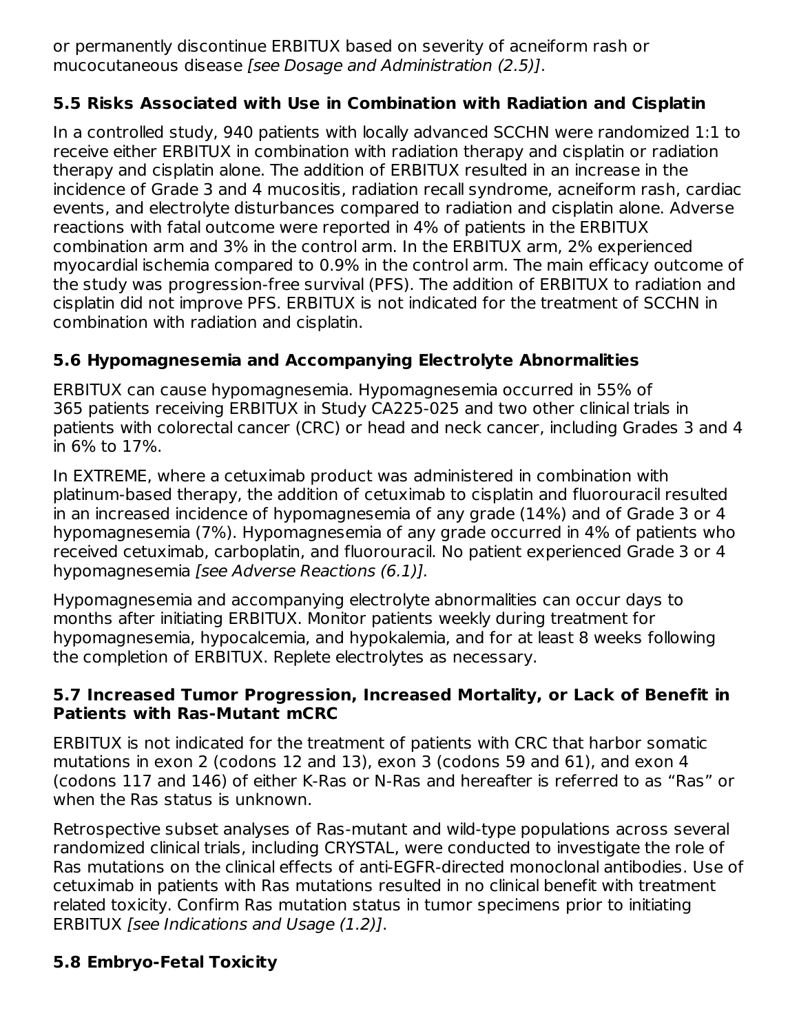or permanently discontinue ERBITUX based on severity of acneiform rash or mucocutaneous disease *[see Dosage and Administration (2.5)]*.

### 5.5 Risks Associated with Use in Combination with Radiation and Cisplatin

In a controlled study, 940 patients with locally advanced SCCHN were randomized 1:1 to receive either ERBITUX in combination with radiation therapy and cisplatin or radiation therapy and cisplatin alone. The addition of ERBITUX resulted in an increase in the incidence of Grade 3 and 4 mucositis, radiation recall syndrome, acneiform rash, cardiac events, and electrolyte disturbances compared to radiation and cisplatin alone. Adverse reactions with fatal outcome were reported in 4% of patients in the ERBITUX combination arm and 3% in the control arm. In the ERBITUX arm, 2% experienced myocardial ischemia compared to 0.9% in the control arm. The main efficacy outcome of the study was progression-free survival (PFS). The addition of ERBITUX to radiation and cisplatin did not improve PFS. ERBITUX is not indicated for the treatment of SCCHN in combination with radiation and cisplatin.

### 5.6 Hypomagnesemia and Accompanying Electrolyte Abnormalities

ERBITUX can cause hypomagnesemia. Hypomagnesemia occurred in 55% of 365 patients receiving ERBITUX in Study CA225-025 and two other clinical trials in patients with colorectal cancer (CRC) or head and neck cancer, including Grades 3 and 4 in 6% to 17%.

In EXTREME, where a cetuximab product was administered in combination with platinum-based therapy, the addition of cetuximab to cisplatin and fluorouracil resulted in an increased incidence of hypomagnesemia of any grade (14%) and of Grade 3 or 4 hypomagnesemia (7%). Hypomagnesemia of any grade occurred in 4% of patients who received cetuximab, carboplatin, and fluorouracil. No patient experienced Grade 3 or 4 hypomagnesemia *[see Adverse Reactions (6.1)].*

Hypomagnesemia and accompanying electrolyte abnormalities can occur days to months after initiating ERBITUX. Monitor patients weekly during treatment for hypomagnesemia, hypocalcemia, and hypokalemia, and for at least 8 weeks following the completion of ERBITUX. Replete electrolytes as necessary.

### 5.7 Increased Tumor Progression, Increased Mortality, or Lack of Benefit in Patients with Ras-Mutant mCRC

ERBITUX is not indicated for the treatment of patients with CRC that harbor somatic mutations in exon 2 (codons 12 and 13), exon 3 (codons 59 and 61), and exon 4 (codons 117 and 146) of either K-Ras or N-Ras and hereafter is referred to as "Ras" or when the Ras status is unknown.

Retrospective subset analyses of Ras-mutant and wild-type populations across several randomized clinical trials, including CRYSTAL, were conducted to investigate the role of Ras mutations on the clinical effects of anti-EGFR-directed monoclonal antibodies. Use of cetuximab in patients with Ras mutations resulted in no clinical benefit with treatment related toxicity. Confirm Ras mutation status in tumor specimens prior to initiating ERBITUX *[see Indications and Usage (1.2)]*.

### 5.8 Embryo-Fetal Toxicity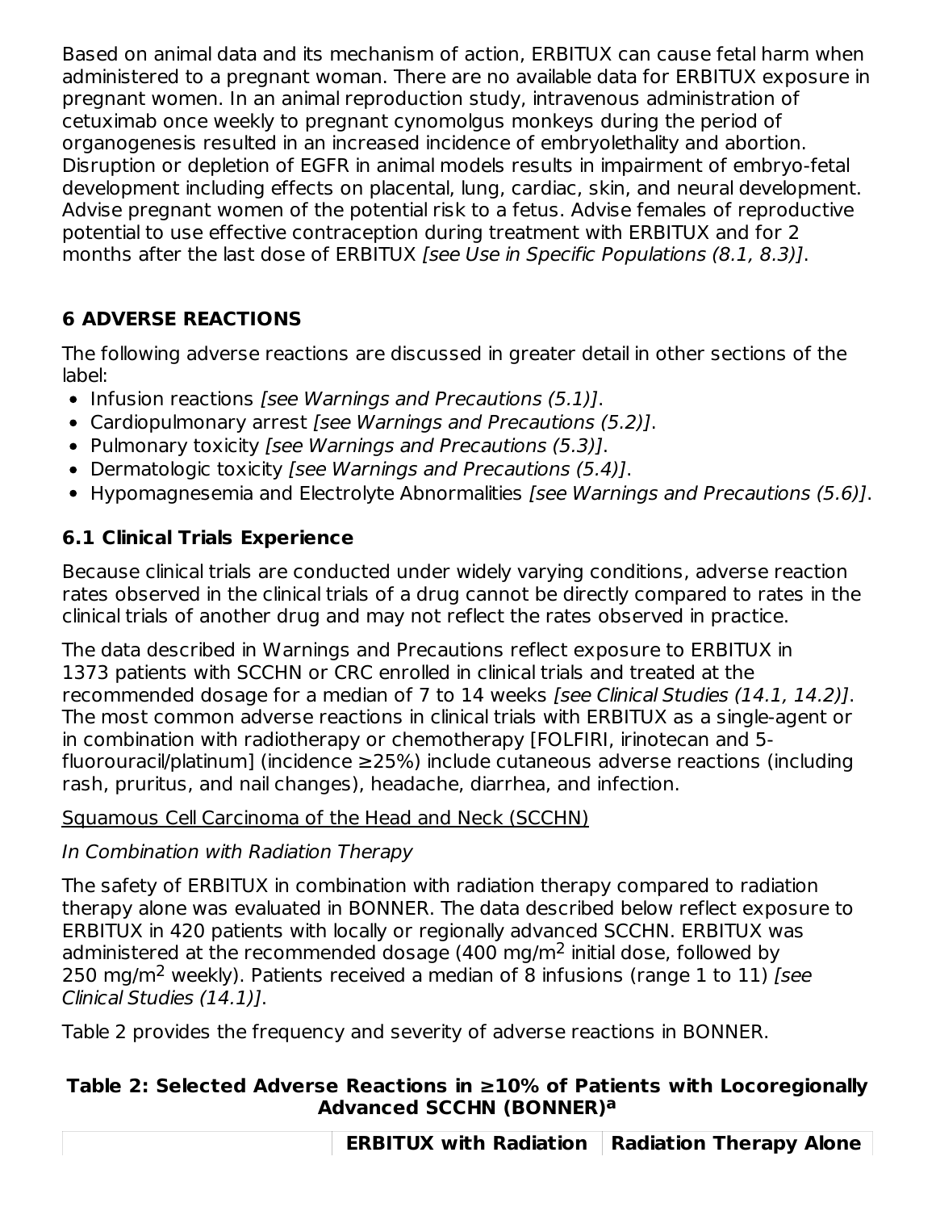Based on animal data and its mechanism of action, ERBITUX can cause fetal harm when administered to a pregnant woman. There are no available data for ERBITUX exposure in pregnant women. In an animal reproduction study, intravenous administration of cetuximab once weekly to pregnant cynomolgus monkeys during the period of organogenesis resulted in an increased incidence of embryolethality and abortion. Disruption or depletion of EGFR in animal models results in impairment of embryo-fetal development including effects on placental, lung, cardiac, skin, and neural development. Advise pregnant women of the potential risk to a fetus. Advise females of reproductive potential to use effective contraception during treatment with ERBITUX and for 2 months after the last dose of ERBITUX *[see Use in Specific Populations (8.1, 8.3)]*.

## 6 ADVERSE REACTIONS

The following adverse reactions are discussed in greater detail in other sections of the label:

- Infusion reactions *[see Warnings and Precautions (5.1)]*.
- Cardiopulmonary arrest *[see Warnings and Precautions (5.2)]*.
- Pulmonary toxicity *[see Warnings and Precautions (5.3)]*.
- Dermatologic toxicity *[see Warnings and Precautions (5.4)]*.
- Hypomagnesemia and Electrolyte Abnormalities *[see Warnings and Precautions (5.6)]*.

### 6.1 Clinical Trials Experience

Because clinical trials are conducted under widely varying conditions, adverse reaction rates observed in the clinical trials of a drug cannot be directly compared to rates in the clinical trials of another drug and may not reflect the rates observed in practice.

The data described in Warnings and Precautions reflect exposure to ERBITUX in 1373 patients with SCCHN or CRC enrolled in clinical trials and treated at the recommended dosage for a median of 7 to 14 weeks *[see Clinical Studies (14.1, 14.2)]*. The most common adverse reactions in clinical trials with ERBITUX as a single-agent or in combination with radiotherapy or chemotherapy [FOLFIRI, irinotecan and 5-fluorouracil/platinum] (incidence ≥25%) include cutaneous adverse reactions (including rash, pruritus, and nail changes), headache, diarrhea, and infection.

<u>Squamous Cell Carcinoma of the Head and Neck (SCCHN)</u>

*In Combination with Radiation Therapy*

The safety of ERBITUX in combination with radiation therapy compared to radiation therapy alone was evaluated in BONNER. The data described below reflect exposure to ERBITUX in 420 patients with locally or regionally advanced SCCHN. ERBITUX was administered at the recommended dosage (400 mg/m$^2$ initial dose, followed by 250 mg/m$^2$ weekly). Patients received a median of 8 infusions (range 1 to 11) *[see Clinical Studies (14.1)]*.

Table 2 provides the frequency and severity of adverse reactions in BONNER.

**Table 2: Selected Adverse Reactions in ≥10% of Patients with Locoregionally Advanced SCCHN (BONNER)[a]**

| | ERBITUX with Radiation | Radiation Therapy Alone |
|---|---|---|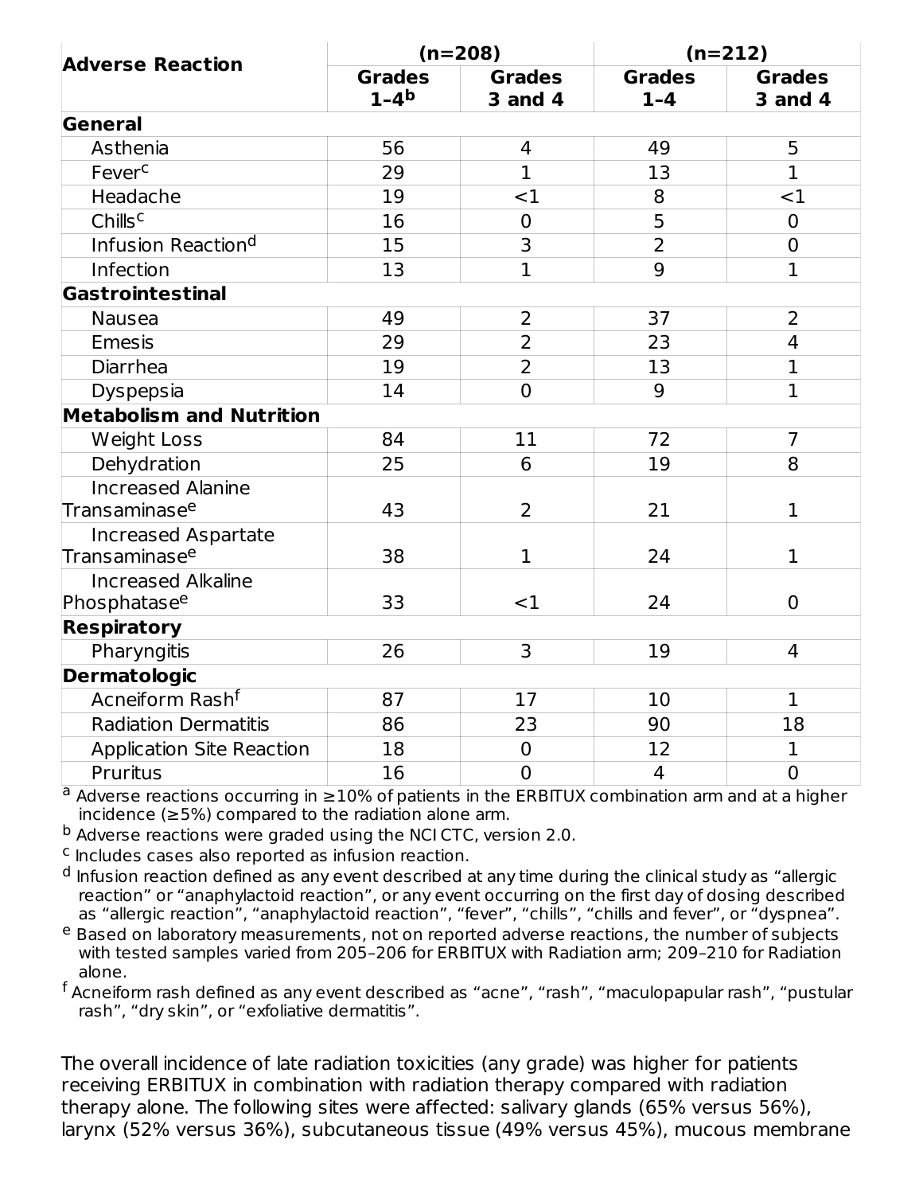| Adverse Reaction | (n=208) | | (n=212) | |
|---|---|---|---|---|
| | Grades 1–4[b] | Grades 3 and 4 | Grades 1–4 | Grades 3 and 4 |
| **General** | | | | |
| Asthenia | 56 | 4 | 49 | 5 |
| Fever[c] | 29 | 1 | 13 | 1 |
| Headache | 19 | <1 | 8 | <1 |
| Chills[c] | 16 | 0 | 5 | 0 |
| Infusion Reaction[d] | 15 | 3 | 2 | 0 |
| Infection | 13 | 1 | 9 | 1 |
| **Gastrointestinal** | | | | |
| Nausea | 49 | 2 | 37 | 2 |
| Emesis | 29 | 2 | 23 | 4 |
| Diarrhea | 19 | 2 | 13 | 1 |
| Dyspepsia | 14 | 0 | 9 | 1 |
| **Metabolism and Nutrition** | | | | |
| Weight Loss | 84 | 11 | 72 | 7 |
| Dehydration | 25 | 6 | 19 | 8 |
| Increased Alanine Transaminase[e] | 43 | 2 | 21 | 1 |
| Increased Aspartate Transaminase[e] | 38 | 1 | 24 | 1 |
| Increased Alkaline Phosphatase[e] | 33 | <1 | 24 | 0 |
| **Respiratory** | | | | |
| Pharyngitis | 26 | 3 | 19 | 4 |
| **Dermatologic** | | | | |
| Acneiform Rash[f] | 87 | 17 | 10 | 1 |
| Radiation Dermatitis | 86 | 23 | 90 | 18 |
| Application Site Reaction | 18 | 0 | 12 | 1 |
| Pruritus | 16 | 0 | 4 | 0 |

[a] Adverse reactions occurring in ≥10% of patients in the ERBITUX combination arm and at a higher incidence (≥5%) compared to the radiation alone arm.

[b] Adverse reactions were graded using the NCI CTC, version 2.0.

[c] Includes cases also reported as infusion reaction.

[d] Infusion reaction defined as any event described at any time during the clinical study as "allergic reaction" or "anaphylactoid reaction", or any event occurring on the first day of dosing described as "allergic reaction", "anaphylactoid reaction", "fever", "chills", "chills and fever", or "dyspnea".

[e] Based on laboratory measurements, not on reported adverse reactions, the number of subjects with tested samples varied from 205–206 for ERBITUX with Radiation arm; 209–210 for Radiation alone.

[f] Acneiform rash defined as any event described as "acne", "rash", "maculopapular rash", "pustular rash", "dry skin", or "exfoliative dermatitis".

The overall incidence of late radiation toxicities (any grade) was higher for patients receiving ERBITUX in combination with radiation therapy compared with radiation therapy alone. The following sites were affected: salivary glands (65% versus 56%), larynx (52% versus 36%), subcutaneous tissue (49% versus 45%), mucous membrane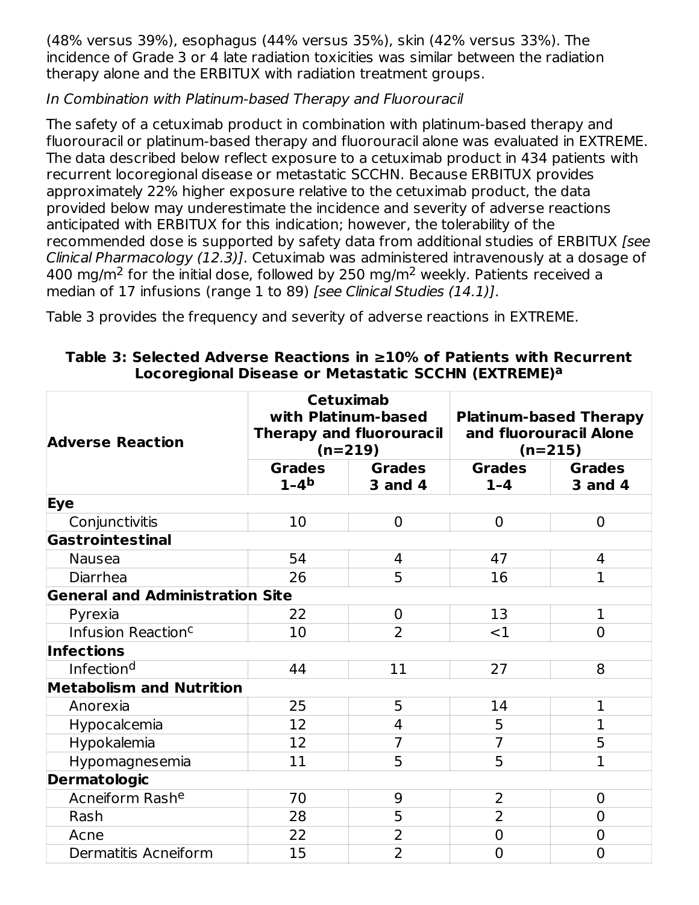(48% versus 39%), esophagus (44% versus 35%), skin (42% versus 33%). The incidence of Grade 3 or 4 late radiation toxicities was similar between the radiation therapy alone and the ERBITUX with radiation treatment groups.

*In Combination with Platinum-based Therapy and Fluorouracil*

The safety of a cetuximab product in combination with platinum-based therapy and fluorouracil or platinum-based therapy and fluorouracil alone was evaluated in EXTREME. The data described below reflect exposure to a cetuximab product in 434 patients with recurrent locoregional disease or metastatic SCCHN. Because ERBITUX provides approximately 22% higher exposure relative to the cetuximab product, the data provided below may underestimate the incidence and severity of adverse reactions anticipated with ERBITUX for this indication; however, the tolerability of the recommended dose is supported by safety data from additional studies of ERBITUX *[see Clinical Pharmacology (12.3)]*. Cetuximab was administered intravenously at a dosage of 400 mg/m$^2$ for the initial dose, followed by 250 mg/m$^2$ weekly. Patients received a median of 17 infusions (range 1 to 89) *[see Clinical Studies (14.1)]*.

Table 3 provides the frequency and severity of adverse reactions in EXTREME.

**Table 3: Selected Adverse Reactions in ≥10% of Patients with Recurrent Locoregional Disease or Metastatic SCCHN (EXTREME)[a]**

| Adverse Reaction | Cetuximab with Platinum-based Therapy and fluorouracil (n=219) | | Platinum-based Therapy and fluorouracil Alone (n=215) | |
|---|---|---|---|---|
| | Grades 1–4[b] | Grades 3 and 4 | Grades 1–4 | Grades 3 and 4 |
| **Eye** | | | | |
| Conjunctivitis | 10 | 0 | 0 | 0 |
| **Gastrointestinal** | | | | |
| Nausea | 54 | 4 | 47 | 4 |
| Diarrhea | 26 | 5 | 16 | 1 |
| **General and Administration Site** | | | | |
| Pyrexia | 22 | 0 | 13 | 1 |
| Infusion Reaction[c] | 10 | 2 | <1 | 0 |
| **Infections** | | | | |
| Infection[d] | 44 | 11 | 27 | 8 |
| **Metabolism and Nutrition** | | | | |
| Anorexia | 25 | 5 | 14 | 1 |
| Hypocalcemia | 12 | 4 | 5 | 1 |
| Hypokalemia | 12 | 7 | 7 | 5 |
| Hypomagnesemia | 11 | 5 | 5 | 1 |
| **Dermatologic** | | | | |
| Acneiform Rash[e] | 70 | 9 | 2 | 0 |
| Rash | 28 | 5 | 2 | 0 |
| Acne | 22 | 2 | 0 | 0 |
| Dermatitis Acneiform | 15 | 2 | 0 | 0 |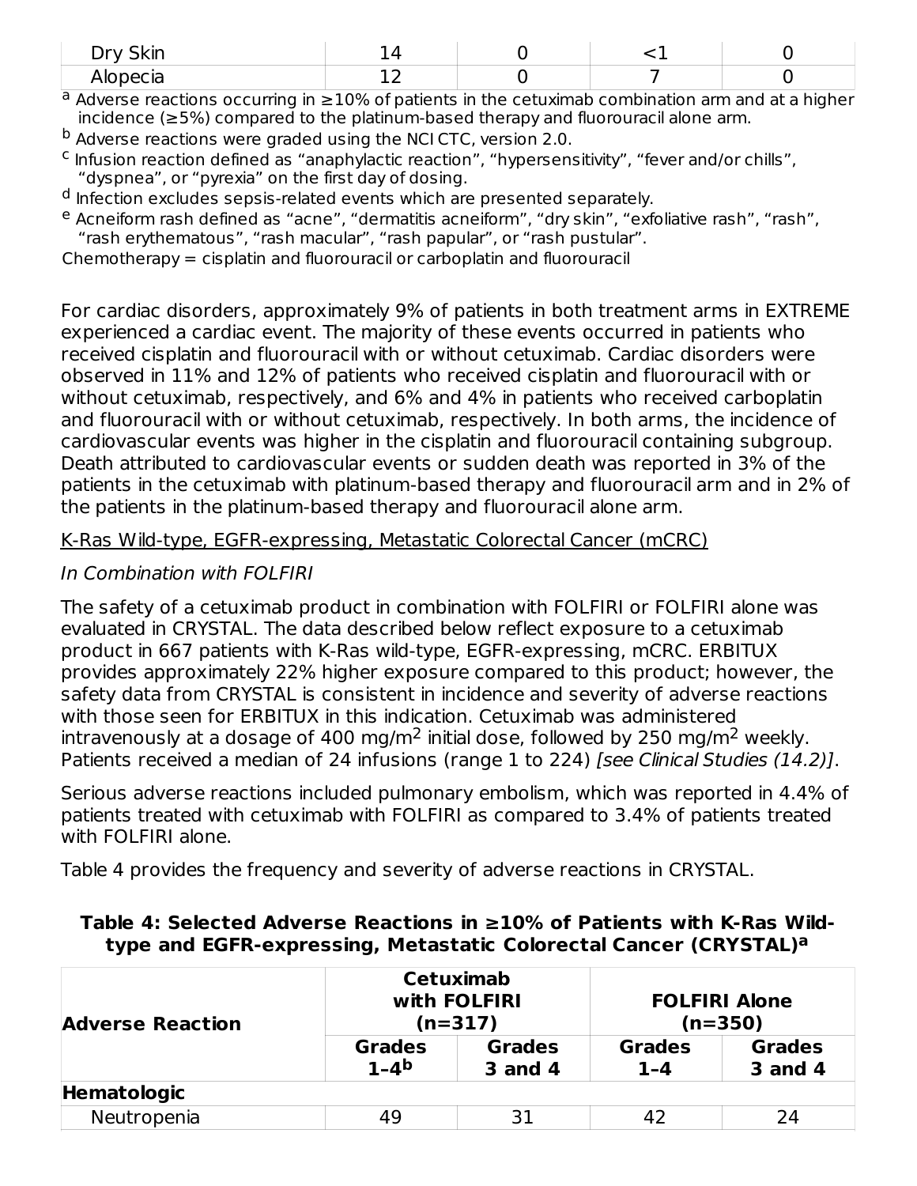| Dry Skin | 14 | 0 | <1 | 0 |
|---|---|---|---|---|
| Alopecia | 12 | 0 | 7 | 0 |

[a] Adverse reactions occurring in ≥10% of patients in the cetuximab combination arm and at a higher incidence (≥5%) compared to the platinum-based therapy and fluorouracil alone arm.

[b] Adverse reactions were graded using the NCI CTC, version 2.0.

[c] Infusion reaction defined as "anaphylactic reaction", "hypersensitivity", "fever and/or chills", "dyspnea", or "pyrexia" on the first day of dosing.

[d] Infection excludes sepsis-related events which are presented separately.

[e] Acneiform rash defined as "acne", "dermatitis acneiform", "dry skin", "exfoliative rash", "rash", "rash erythematous", "rash macular", "rash papular", or "rash pustular".

Chemotherapy = cisplatin and fluorouracil or carboplatin and fluorouracil

For cardiac disorders, approximately 9% of patients in both treatment arms in EXTREME experienced a cardiac event. The majority of these events occurred in patients who received cisplatin and fluorouracil with or without cetuximab. Cardiac disorders were observed in 11% and 12% of patients who received cisplatin and fluorouracil with or without cetuximab, respectively, and 6% and 4% in patients who received carboplatin and fluorouracil with or without cetuximab, respectively. In both arms, the incidence of cardiovascular events was higher in the cisplatin and fluorouracil containing subgroup. Death attributed to cardiovascular events or sudden death was reported in 3% of the patients in the cetuximab with platinum-based therapy and fluorouracil arm and in 2% of the patients in the platinum-based therapy and fluorouracil alone arm.

K-Ras Wild-type, EGFR-expressing, Metastatic Colorectal Cancer (mCRC)

*In Combination with FOLFIRI*

The safety of a cetuximab product in combination with FOLFIRI or FOLFIRI alone was evaluated in CRYSTAL. The data described below reflect exposure to a cetuximab product in 667 patients with K-Ras wild-type, EGFR-expressing, mCRC. ERBITUX provides approximately 22% higher exposure compared to this product; however, the safety data from CRYSTAL is consistent in incidence and severity of adverse reactions with those seen for ERBITUX in this indication. Cetuximab was administered intravenously at a dosage of 400 mg/m$^2$ initial dose, followed by 250 mg/m$^2$ weekly. Patients received a median of 24 infusions (range 1 to 224) *[see Clinical Studies (14.2)]*.

Serious adverse reactions included pulmonary embolism, which was reported in 4.4% of patients treated with cetuximab with FOLFIRI as compared to 3.4% of patients treated with FOLFIRI alone.

Table 4 provides the frequency and severity of adverse reactions in CRYSTAL.

**Table 4: Selected Adverse Reactions in ≥10% of Patients with K-Ras Wild-type and EGFR-expressing, Metastatic Colorectal Cancer (CRYSTAL)[a]**

| Adverse Reaction | Cetuximab with FOLFIRI (n=317) | | FOLFIRI Alone (n=350) | |
|---|---|---|---|---|
| | Grades 1–4[b] | Grades 3 and 4 | Grades 1–4 | Grades 3 and 4 |
| **Hematologic** | | | | |
| Neutropenia | 49 | 31 | 42 | 24 |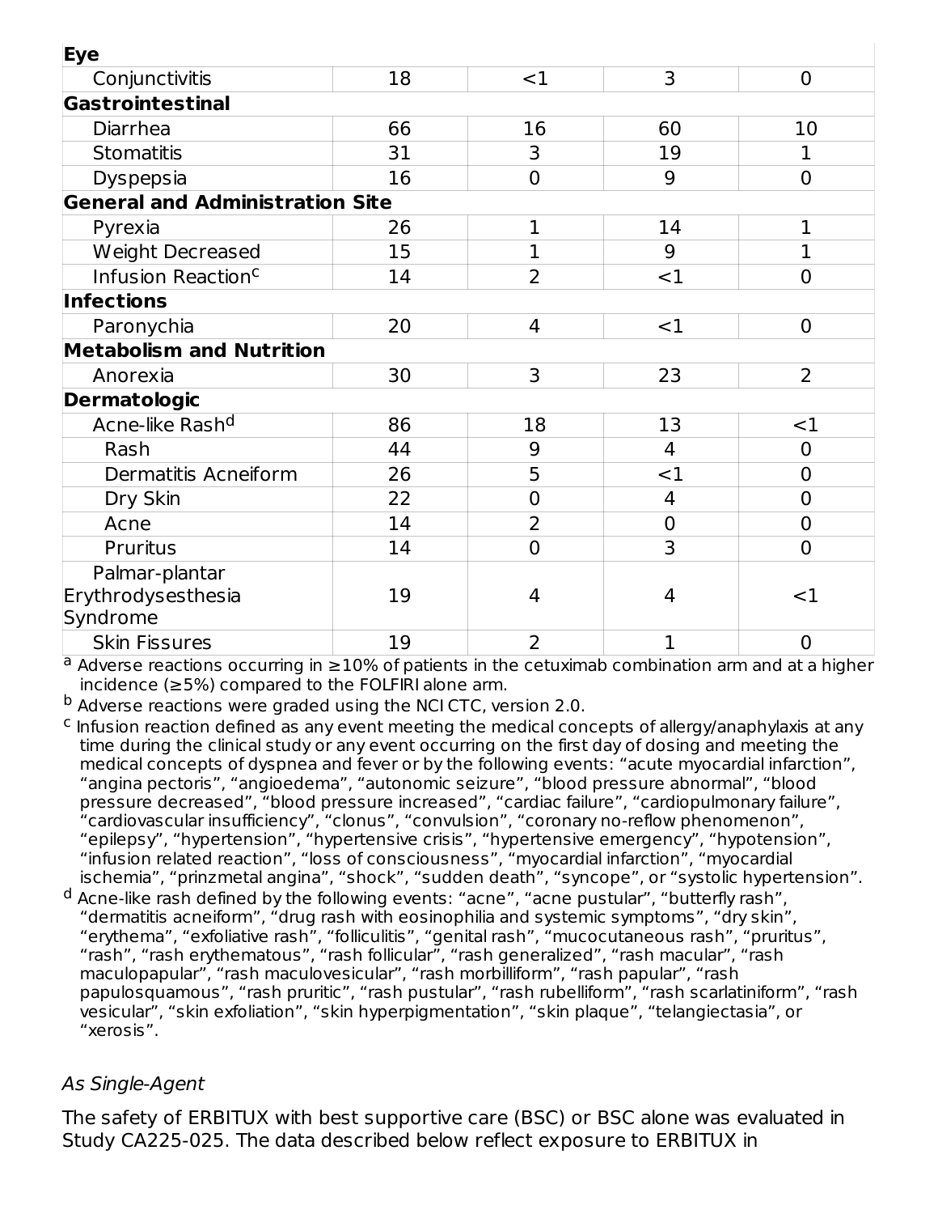| | | | | |
|---|---|---|---|---|
| **Eye** | | | | |
| Conjunctivitis | 18 | <1 | 3 | 0 |
| **Gastrointestinal** | | | | |
| Diarrhea | 66 | 16 | 60 | 10 |
| Stomatitis | 31 | 3 | 19 | 1 |
| Dyspepsia | 16 | 0 | 9 | 0 |
| **General and Administration Site** | | | | |
| Pyrexia | 26 | 1 | 14 | 1 |
| Weight Decreased | 15 | 1 | 9 | 1 |
| Infusion Reaction[c] | 14 | 2 | <1 | 0 |
| **Infections** | | | | |
| Paronychia | 20 | 4 | <1 | 0 |
| **Metabolism and Nutrition** | | | | |
| Anorexia | 30 | 3 | 23 | 2 |
| **Dermatologic** | | | | |
| Acne-like Rash[d] | 86 | 18 | 13 | <1 |
| Rash | 44 | 9 | 4 | 0 |
| Dermatitis Acneiform | 26 | 5 | <1 | 0 |
| Dry Skin | 22 | 0 | 4 | 0 |
| Acne | 14 | 2 | 0 | 0 |
| Pruritus | 14 | 0 | 3 | 0 |
| Palmar-plantar Erythrodysesthesia Syndrome | 19 | 4 | 4 | <1 |
| Skin Fissures | 19 | 2 | 1 | 0 |

[a] Adverse reactions occurring in ≥10% of patients in the cetuximab combination arm and at a higher incidence (≥5%) compared to the FOLFIRI alone arm.

[b] Adverse reactions were graded using the NCI CTC, version 2.0.

[c] Infusion reaction defined as any event meeting the medical concepts of allergy/anaphylaxis at any time during the clinical study or any event occurring on the first day of dosing and meeting the medical concepts of dyspnea and fever or by the following events: "acute myocardial infarction", "angina pectoris", "angioedema", "autonomic seizure", "blood pressure abnormal", "blood pressure decreased", "blood pressure increased", "cardiac failure", "cardiopulmonary failure", "cardiovascular insufficiency", "clonus", "convulsion", "coronary no-reflow phenomenon", "epilepsy", "hypertension", "hypertensive crisis", "hypertensive emergency", "hypotension", "infusion related reaction", "loss of consciousness", "myocardial infarction", "myocardial ischemia", "prinzmetal angina", "shock", "sudden death", "syncope", or "systolic hypertension".

[d] Acne-like rash defined by the following events: "acne", "acne pustular", "butterfly rash", "dermatitis acneiform", "drug rash with eosinophilia and systemic symptoms", "dry skin", "erythema", "exfoliative rash", "folliculitis", "genital rash", "mucocutaneous rash", "pruritus", "rash", "rash erythematous", "rash follicular", "rash generalized", "rash macular", "rash maculopapular", "rash maculovesicular", "rash morbilliform", "rash papular", "rash papulosquamous", "rash pruritic", "rash pustular", "rash rubelliform", "rash scarlatiniform", "rash vesicular", "skin exfoliation", "skin hyperpigmentation", "skin plaque", "telangiectasia", or "xerosis".

*As Single-Agent*

The safety of ERBITUX with best supportive care (BSC) or BSC alone was evaluated in Study CA225-025. The data described below reflect exposure to ERBITUX in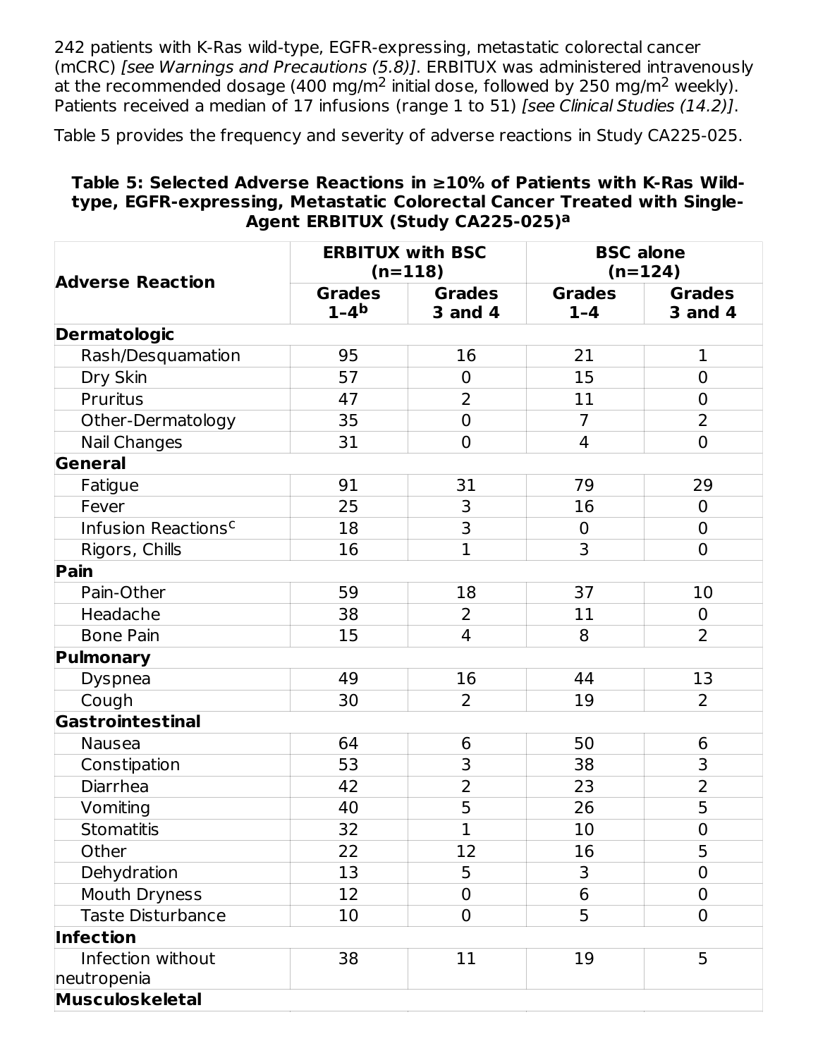242 patients with K-Ras wild-type, EGFR-expressing, metastatic colorectal cancer (mCRC) *[see Warnings and Precautions (5.8)]*. ERBITUX was administered intravenously at the recommended dosage (400 mg/m$^2$ initial dose, followed by 250 mg/m$^2$ weekly). Patients received a median of 17 infusions (range 1 to 51) *[see Clinical Studies (14.2)]*.

Table 5 provides the frequency and severity of adverse reactions in Study CA225-025.

**Table 5: Selected Adverse Reactions in ≥10% of Patients with K-Ras Wild-type, EGFR-expressing, Metastatic Colorectal Cancer Treated with Single-Agent ERBITUX (Study CA225-025)[a]**

| Adverse Reaction | ERBITUX with BSC (n=118) | | BSC alone (n=124) | |
|---|---|---|---|---|
| | Grades 1–4[b] | Grades 3 and 4 | Grades 1–4 | Grades 3 and 4 |
| **Dermatologic** | | | | |
| Rash/Desquamation | 95 | 16 | 21 | 1 |
| Dry Skin | 57 | 0 | 15 | 0 |
| Pruritus | 47 | 2 | 11 | 0 |
| Other-Dermatology | 35 | 0 | 7 | 2 |
| Nail Changes | 31 | 0 | 4 | 0 |
| **General** | | | | |
| Fatigue | 91 | 31 | 79 | 29 |
| Fever | 25 | 3 | 16 | 0 |
| Infusion Reactions[c] | 18 | 3 | 0 | 0 |
| Rigors, Chills | 16 | 1 | 3 | 0 |
| **Pain** | | | | |
| Pain-Other | 59 | 18 | 37 | 10 |
| Headache | 38 | 2 | 11 | 0 |
| Bone Pain | 15 | 4 | 8 | 2 |
| **Pulmonary** | | | | |
| Dyspnea | 49 | 16 | 44 | 13 |
| Cough | 30 | 2 | 19 | 2 |
| **Gastrointestinal** | | | | |
| Nausea | 64 | 6 | 50 | 6 |
| Constipation | 53 | 3 | 38 | 3 |
| Diarrhea | 42 | 2 | 23 | 2 |
| Vomiting | 40 | 5 | 26 | 5 |
| Stomatitis | 32 | 1 | 10 | 0 |
| Other | 22 | 12 | 16 | 5 |
| Dehydration | 13 | 5 | 3 | 0 |
| Mouth Dryness | 12 | 0 | 6 | 0 |
| Taste Disturbance | 10 | 0 | 5 | 0 |
| **Infection** | | | | |
| Infection without neutropenia | 38 | 11 | 19 | 5 |
| **Musculoskeletal** | | | | |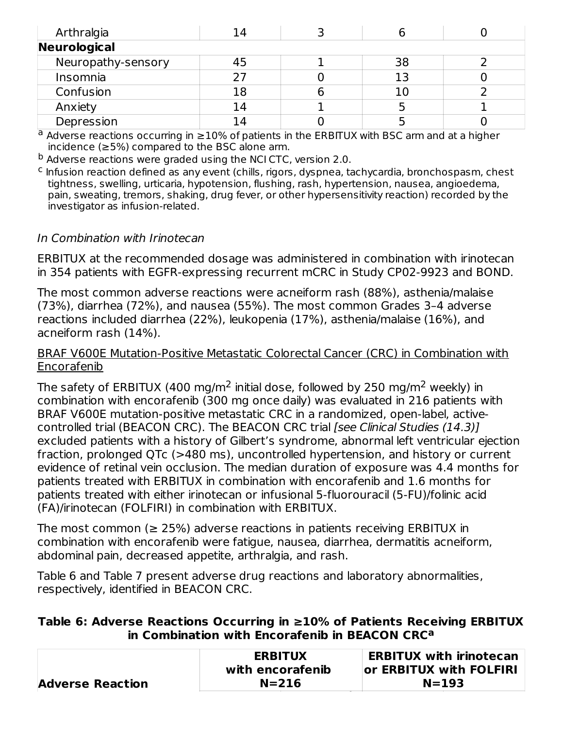| | | | | |
|---|---|---|---|---|
| Arthralgia | 14 | 3 | 6 | 0 |
| **Neurological** | | | | |
| Neuropathy-sensory | 45 | 1 | 38 | 2 |
| Insomnia | 27 | 0 | 13 | 0 |
| Confusion | 18 | 6 | 10 | 2 |
| Anxiety | 14 | 1 | 5 | 1 |
| Depression | 14 | 0 | 5 | 0 |

[a] Adverse reactions occurring in ≥10% of patients in the ERBITUX with BSC arm and at a higher incidence (≥5%) compared to the BSC alone arm.

[b] Adverse reactions were graded using the NCI CTC, version 2.0.

[c] Infusion reaction defined as any event (chills, rigors, dyspnea, tachycardia, bronchospasm, chest tightness, swelling, urticaria, hypotension, flushing, rash, hypertension, nausea, angioedema, pain, sweating, tremors, shaking, drug fever, or other hypersensitivity reaction) recorded by the investigator as infusion-related.

*In Combination with Irinotecan*

ERBITUX at the recommended dosage was administered in combination with irinotecan in 354 patients with EGFR-expressing recurrent mCRC in Study CP02-9923 and BOND.

The most common adverse reactions were acneiform rash (88%), asthenia/malaise (73%), diarrhea (72%), and nausea (55%). The most common Grades 3–4 adverse reactions included diarrhea (22%), leukopenia (17%), asthenia/malaise (16%), and acneiform rash (14%).

BRAF V600E Mutation-Positive Metastatic Colorectal Cancer (CRC) in Combination with Encorafenib

The safety of ERBITUX (400 mg/m$^2$ initial dose, followed by 250 mg/m$^2$ weekly) in combination with encorafenib (300 mg once daily) was evaluated in 216 patients with BRAF V600E mutation-positive metastatic CRC in a randomized, open-label, active-controlled trial (BEACON CRC). The BEACON CRC trial *[see Clinical Studies (14.3)]* excluded patients with a history of Gilbert's syndrome, abnormal left ventricular ejection fraction, prolonged QTc (>480 ms), uncontrolled hypertension, and history or current evidence of retinal vein occlusion. The median duration of exposure was 4.4 months for patients treated with ERBITUX in combination with encorafenib and 1.6 months for patients treated with either irinotecan or infusional 5-fluorouracil (5-FU)/folinic acid (FA)/irinotecan (FOLFIRI) in combination with ERBITUX.

The most common (≥ 25%) adverse reactions in patients receiving ERBITUX in combination with encorafenib were fatigue, nausea, diarrhea, dermatitis acneiform, abdominal pain, decreased appetite, arthralgia, and rash.

Table 6 and Table 7 present adverse drug reactions and laboratory abnormalities, respectively, identified in BEACON CRC.

**Table 6: Adverse Reactions Occurring in ≥10% of Patients Receiving ERBITUX in Combination with Encorafenib in BEACON CRC[a]**

| Adverse Reaction | ERBITUX with encorafenib N=216 | | ERBITUX with irinotecan or ERBITUX with FOLFIRI N=193 | |
|---|---|---|---|---|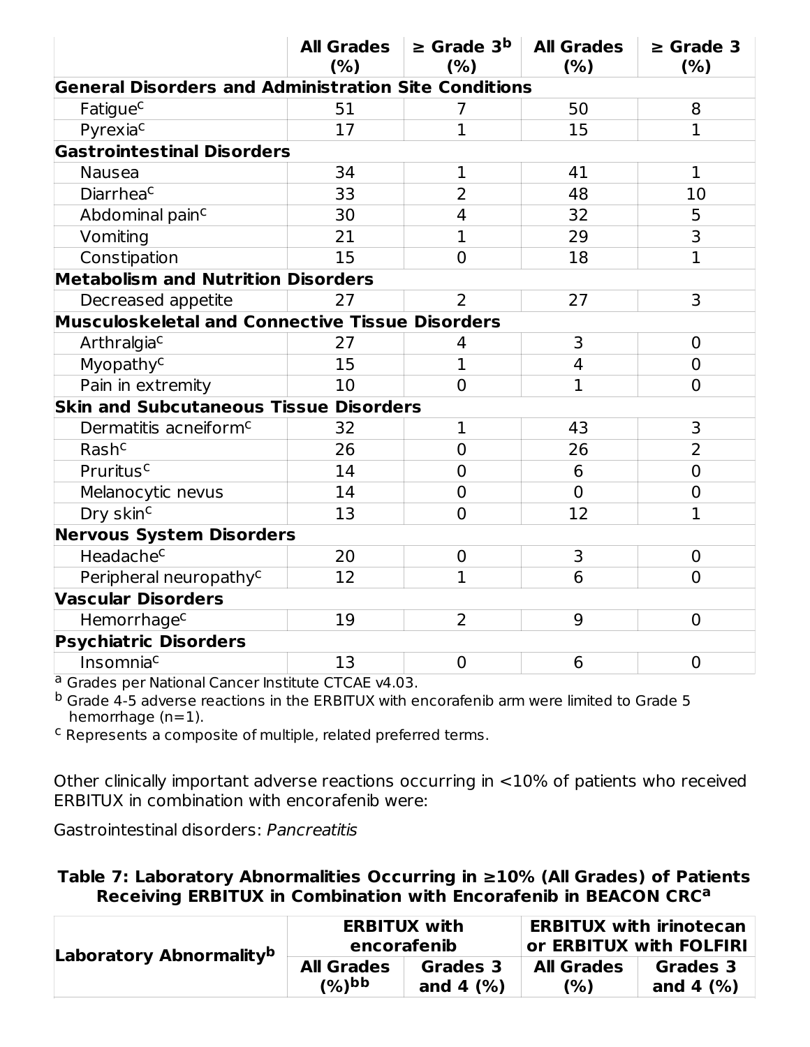| | All Grades (%) | ≥ Grade 3[b] (%) | All Grades (%) | ≥ Grade 3 (%) |
|---|---|---|---|---|
| **General Disorders and Administration Site Conditions** | | | | |
| Fatigue[c] | 51 | 7 | 50 | 8 |
| Pyrexia[c] | 17 | 1 | 15 | 1 |
| **Gastrointestinal Disorders** | | | | |
| Nausea | 34 | 1 | 41 | 1 |
| Diarrhea[c] | 33 | 2 | 48 | 10 |
| Abdominal pain[c] | 30 | 4 | 32 | 5 |
| Vomiting | 21 | 1 | 29 | 3 |
| Constipation | 15 | 0 | 18 | 1 |
| **Metabolism and Nutrition Disorders** | | | | |
| Decreased appetite | 27 | 2 | 27 | 3 |
| **Musculoskeletal and Connective Tissue Disorders** | | | | |
| Arthralgia[c] | 27 | 4 | 3 | 0 |
| Myopathy[c] | 15 | 1 | 4 | 0 |
| Pain in extremity | 10 | 0 | 1 | 0 |
| **Skin and Subcutaneous Tissue Disorders** | | | | |
| Dermatitis acneiform[c] | 32 | 1 | 43 | 3 |
| Rash[c] | 26 | 0 | 26 | 2 |
| Pruritus[c] | 14 | 0 | 6 | 0 |
| Melanocytic nevus | 14 | 0 | 0 | 0 |
| Dry skin[c] | 13 | 0 | 12 | 1 |
| **Nervous System Disorders** | | | | |
| Headache[c] | 20 | 0 | 3 | 0 |
| Peripheral neuropathy[c] | 12 | 1 | 6 | 0 |
| **Vascular Disorders** | | | | |
| Hemorrhage[c] | 19 | 2 | 9 | 0 |
| **Psychiatric Disorders** | | | | |
| Insomnia[c] | 13 | 0 | 6 | 0 |

[a] Grades per National Cancer Institute CTCAE v4.03.
[b] Grade 4-5 adverse reactions in the ERBITUX with encorafenib arm were limited to Grade 5 hemorrhage (n=1).
[c] Represents a composite of multiple, related preferred terms.

Other clinically important adverse reactions occurring in <10% of patients who received ERBITUX in combination with encorafenib were:

Gastrointestinal disorders: *Pancreatitis*

**Table 7: Laboratory Abnormalities Occurring in ≥10% (All Grades) of Patients Receiving ERBITUX in Combination with Encorafenib in BEACON CRC[a]**

| Laboratory Abnormality[b] | ERBITUX with encorafenib | | ERBITUX with irinotecan or ERBITUX with FOLFIRI | |
|---|---|---|---|---|
| | All Grades (%)[bb] | Grades 3 and 4 (%) | All Grades (%) | Grades 3 and 4 (%) |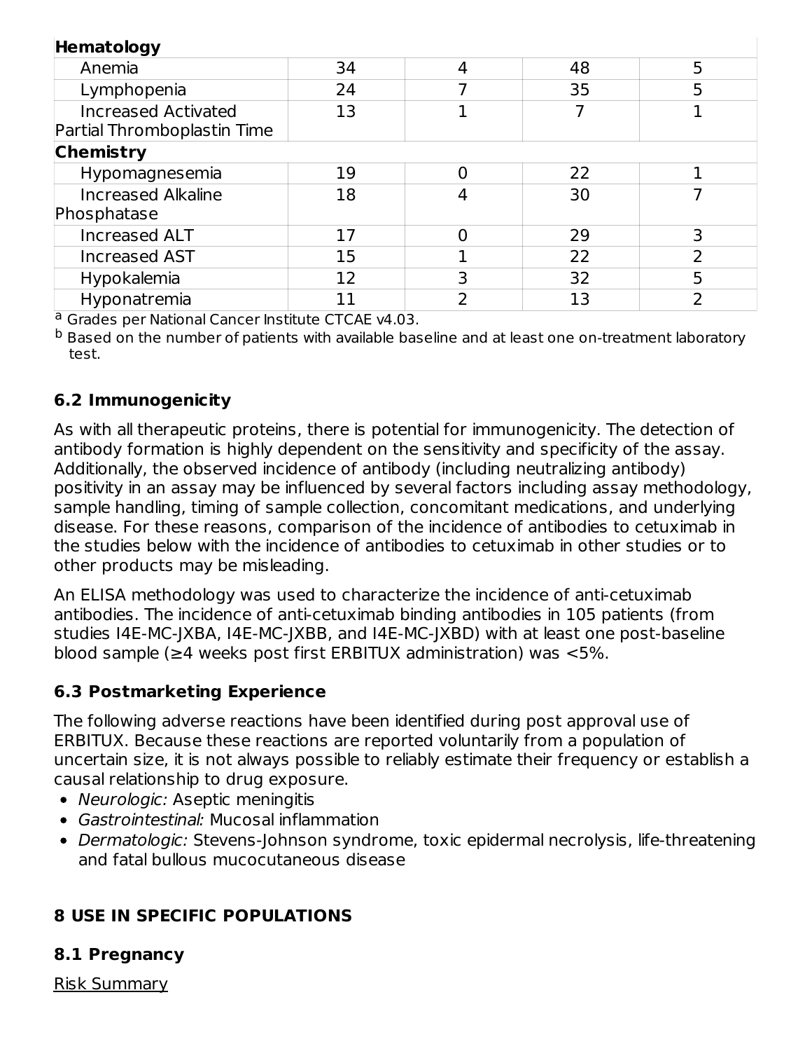| | | | | |
|---|---|---|---|---|
| **Hematology** | | | | |
| Anemia | 34 | 4 | 48 | 5 |
| Lymphopenia | 24 | 7 | 35 | 5 |
| Increased Activated Partial Thromboplastin Time | 13 | 1 | 7 | 1 |
| **Chemistry** | | | | |
| Hypomagnesemia | 19 | 0 | 22 | 1 |
| Increased Alkaline Phosphatase | 18 | 4 | 30 | 7 |
| Increased ALT | 17 | 0 | 29 | 3 |
| Increased AST | 15 | 1 | 22 | 2 |
| Hypokalemia | 12 | 3 | 32 | 5 |
| Hyponatremia | 11 | 2 | 13 | 2 |

[a] Grades per National Cancer Institute CTCAE v4.03.

[b] Based on the number of patients with available baseline and at least one on-treatment laboratory test.

### 6.2 Immunogenicity

As with all therapeutic proteins, there is potential for immunogenicity. The detection of antibody formation is highly dependent on the sensitivity and specificity of the assay. Additionally, the observed incidence of antibody (including neutralizing antibody) positivity in an assay may be influenced by several factors including assay methodology, sample handling, timing of sample collection, concomitant medications, and underlying disease. For these reasons, comparison of the incidence of antibodies to cetuximab in the studies below with the incidence of antibodies to cetuximab in other studies or to other products may be misleading.

An ELISA methodology was used to characterize the incidence of anti-cetuximab antibodies. The incidence of anti-cetuximab binding antibodies in 105 patients (from studies I4E-MC-JXBA, I4E-MC-JXBB, and I4E-MC-JXBD) with at least one post-baseline blood sample (≥4 weeks post first ERBITUX administration) was <5%.

### 6.3 Postmarketing Experience

The following adverse reactions have been identified during post approval use of ERBITUX. Because these reactions are reported voluntarily from a population of uncertain size, it is not always possible to reliably estimate their frequency or establish a causal relationship to drug exposure.

- *Neurologic:* Aseptic meningitis
- *Gastrointestinal:* Mucosal inflammation
- *Dermatologic:* Stevens-Johnson syndrome, toxic epidermal necrolysis, life-threatening and fatal bullous mucocutaneous disease

## 8 USE IN SPECIFIC POPULATIONS

### 8.1 Pregnancy

Risk Summary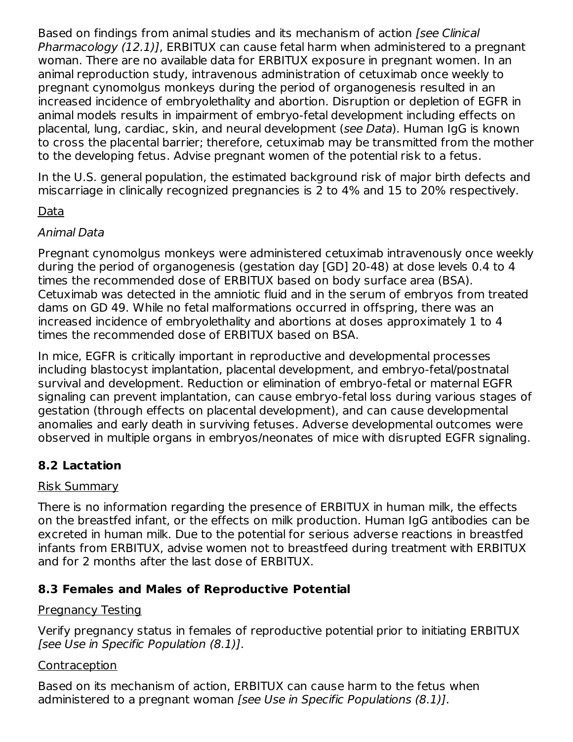Based on findings from animal studies and its mechanism of action *[see Clinical Pharmacology (12.1)]*, ERBITUX can cause fetal harm when administered to a pregnant woman. There are no available data for ERBITUX exposure in pregnant women. In an animal reproduction study, intravenous administration of cetuximab once weekly to pregnant cynomolgus monkeys during the period of organogenesis resulted in an increased incidence of embryolethality and abortion. Disruption or depletion of EGFR in animal models results in impairment of embryo-fetal development including effects on placental, lung, cardiac, skin, and neural development (*see Data*). Human IgG is known to cross the placental barrier; therefore, cetuximab may be transmitted from the mother to the developing fetus. Advise pregnant women of the potential risk to a fetus.

In the U.S. general population, the estimated background risk of major birth defects and miscarriage in clinically recognized pregnancies is 2 to 4% and 15 to 20% respectively.

Data

*Animal Data*

Pregnant cynomolgus monkeys were administered cetuximab intravenously once weekly during the period of organogenesis (gestation day [GD] 20-48) at dose levels 0.4 to 4 times the recommended dose of ERBITUX based on body surface area (BSA). Cetuximab was detected in the amniotic fluid and in the serum of embryos from treated dams on GD 49. While no fetal malformations occurred in offspring, there was an increased incidence of embryolethality and abortions at doses approximately 1 to 4 times the recommended dose of ERBITUX based on BSA.

In mice, EGFR is critically important in reproductive and developmental processes including blastocyst implantation, placental development, and embryo-fetal/postnatal survival and development. Reduction or elimination of embryo-fetal or maternal EGFR signaling can prevent implantation, can cause embryo-fetal loss during various stages of gestation (through effects on placental development), and can cause developmental anomalies and early death in surviving fetuses. Adverse developmental outcomes were observed in multiple organs in embryos/neonates of mice with disrupted EGFR signaling.

### 8.2 Lactation

Risk Summary

There is no information regarding the presence of ERBITUX in human milk, the effects on the breastfed infant, or the effects on milk production. Human IgG antibodies can be excreted in human milk. Due to the potential for serious adverse reactions in breastfed infants from ERBITUX, advise women not to breastfeed during treatment with ERBITUX and for 2 months after the last dose of ERBITUX.

### 8.3 Females and Males of Reproductive Potential

Pregnancy Testing

Verify pregnancy status in females of reproductive potential prior to initiating ERBITUX *[see Use in Specific Population (8.1)]*.

Contraception

Based on its mechanism of action, ERBITUX can cause harm to the fetus when administered to a pregnant woman *[see Use in Specific Populations (8.1)]*.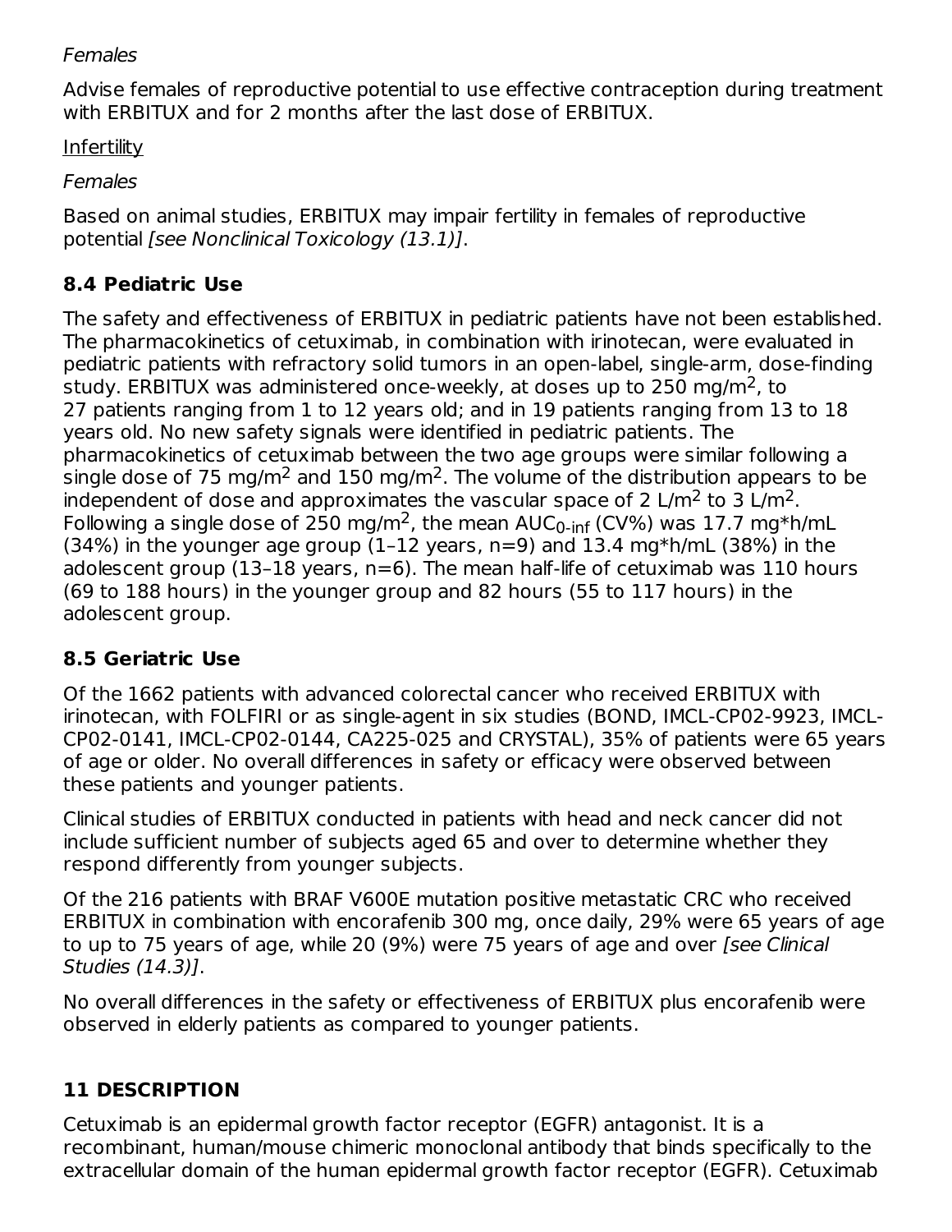*Females*

Advise females of reproductive potential to use effective contraception during treatment with ERBITUX and for 2 months after the last dose of ERBITUX.

Infertility

*Females*

Based on animal studies, ERBITUX may impair fertility in females of reproductive potential *[see Nonclinical Toxicology (13.1)]*.

## 8.4 Pediatric Use

The safety and effectiveness of ERBITUX in pediatric patients have not been established. The pharmacokinetics of cetuximab, in combination with irinotecan, were evaluated in pediatric patients with refractory solid tumors in an open-label, single-arm, dose-finding study. ERBITUX was administered once-weekly, at doses up to 250 mg/$m^2$, to 27 patients ranging from 1 to 12 years old; and in 19 patients ranging from 13 to 18 years old. No new safety signals were identified in pediatric patients. The pharmacokinetics of cetuximab between the two age groups were similar following a single dose of 75 mg/$m^2$ and 150 mg/$m^2$. The volume of the distribution appears to be independent of dose and approximates the vascular space of 2 L/$m^2$ to 3 L/$m^2$. Following a single dose of 250 mg/$m^2$, the mean $AUC_{0\text{-}inf}$ (CV%) was 17.7 mg*h/mL (34%) in the younger age group (1–12 years, n=9) and 13.4 mg*h/mL (38%) in the adolescent group (13–18 years, n=6). The mean half-life of cetuximab was 110 hours (69 to 188 hours) in the younger group and 82 hours (55 to 117 hours) in the adolescent group.

## 8.5 Geriatric Use

Of the 1662 patients with advanced colorectal cancer who received ERBITUX with irinotecan, with FOLFIRI or as single-agent in six studies (BOND, IMCL-CP02-9923, IMCL-CP02-0141, IMCL-CP02-0144, CA225-025 and CRYSTAL), 35% of patients were 65 years of age or older. No overall differences in safety or efficacy were observed between these patients and younger patients.

Clinical studies of ERBITUX conducted in patients with head and neck cancer did not include sufficient number of subjects aged 65 and over to determine whether they respond differently from younger subjects.

Of the 216 patients with BRAF V600E mutation positive metastatic CRC who received ERBITUX in combination with encorafenib 300 mg, once daily, 29% were 65 years of age to up to 75 years of age, while 20 (9%) were 75 years of age and over *[see Clinical Studies (14.3)]*.

No overall differences in the safety or effectiveness of ERBITUX plus encorafenib were observed in elderly patients as compared to younger patients.

# 11 DESCRIPTION

Cetuximab is an epidermal growth factor receptor (EGFR) antagonist. It is a recombinant, human/mouse chimeric monoclonal antibody that binds specifically to the extracellular domain of the human epidermal growth factor receptor (EGFR). Cetuximab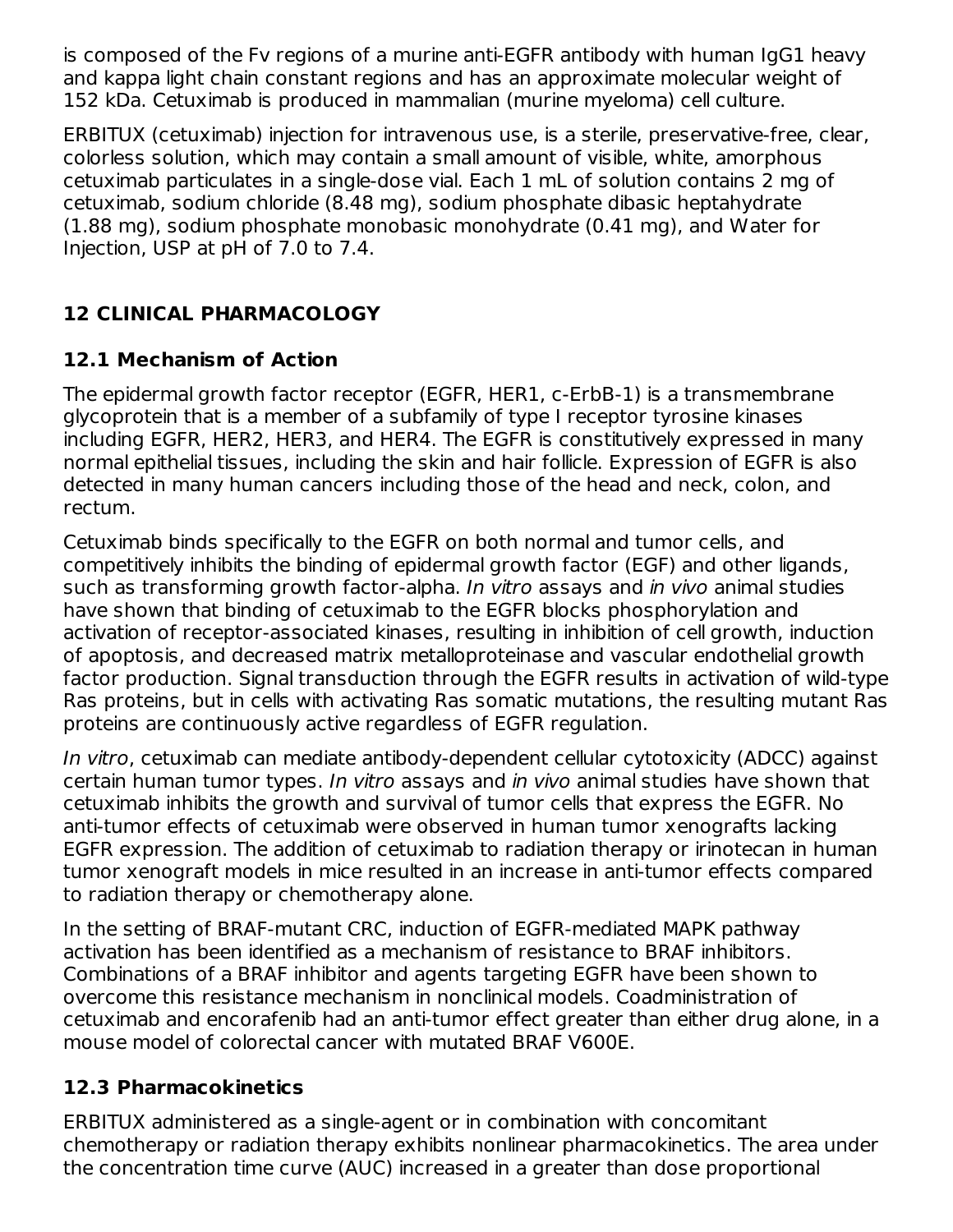is composed of the Fv regions of a murine anti-EGFR antibody with human IgG1 heavy and kappa light chain constant regions and has an approximate molecular weight of 152 kDa. Cetuximab is produced in mammalian (murine myeloma) cell culture.

ERBITUX (cetuximab) injection for intravenous use, is a sterile, preservative-free, clear, colorless solution, which may contain a small amount of visible, white, amorphous cetuximab particulates in a single-dose vial. Each 1 mL of solution contains 2 mg of cetuximab, sodium chloride (8.48 mg), sodium phosphate dibasic heptahydrate (1.88 mg), sodium phosphate monobasic monohydrate (0.41 mg), and Water for Injection, USP at pH of 7.0 to 7.4.

## 12 CLINICAL PHARMACOLOGY

### 12.1 Mechanism of Action

The epidermal growth factor receptor (EGFR, HER1, c-ErbB-1) is a transmembrane glycoprotein that is a member of a subfamily of type I receptor tyrosine kinases including EGFR, HER2, HER3, and HER4. The EGFR is constitutively expressed in many normal epithelial tissues, including the skin and hair follicle. Expression of EGFR is also detected in many human cancers including those of the head and neck, colon, and rectum.

Cetuximab binds specifically to the EGFR on both normal and tumor cells, and competitively inhibits the binding of epidermal growth factor (EGF) and other ligands, such as transforming growth factor-alpha. *In vitro* assays and *in vivo* animal studies have shown that binding of cetuximab to the EGFR blocks phosphorylation and activation of receptor-associated kinases, resulting in inhibition of cell growth, induction of apoptosis, and decreased matrix metalloproteinase and vascular endothelial growth factor production. Signal transduction through the EGFR results in activation of wild-type Ras proteins, but in cells with activating Ras somatic mutations, the resulting mutant Ras proteins are continuously active regardless of EGFR regulation.

*In vitro*, cetuximab can mediate antibody-dependent cellular cytotoxicity (ADCC) against certain human tumor types. *In vitro* assays and *in vivo* animal studies have shown that cetuximab inhibits the growth and survival of tumor cells that express the EGFR. No anti-tumor effects of cetuximab were observed in human tumor xenografts lacking EGFR expression. The addition of cetuximab to radiation therapy or irinotecan in human tumor xenograft models in mice resulted in an increase in anti-tumor effects compared to radiation therapy or chemotherapy alone.

In the setting of BRAF-mutant CRC, induction of EGFR-mediated MAPK pathway activation has been identified as a mechanism of resistance to BRAF inhibitors. Combinations of a BRAF inhibitor and agents targeting EGFR have been shown to overcome this resistance mechanism in nonclinical models. Coadministration of cetuximab and encorafenib had an anti-tumor effect greater than either drug alone, in a mouse model of colorectal cancer with mutated BRAF V600E.

### 12.3 Pharmacokinetics

ERBITUX administered as a single-agent or in combination with concomitant chemotherapy or radiation therapy exhibits nonlinear pharmacokinetics. The area under the concentration time curve (AUC) increased in a greater than dose proportional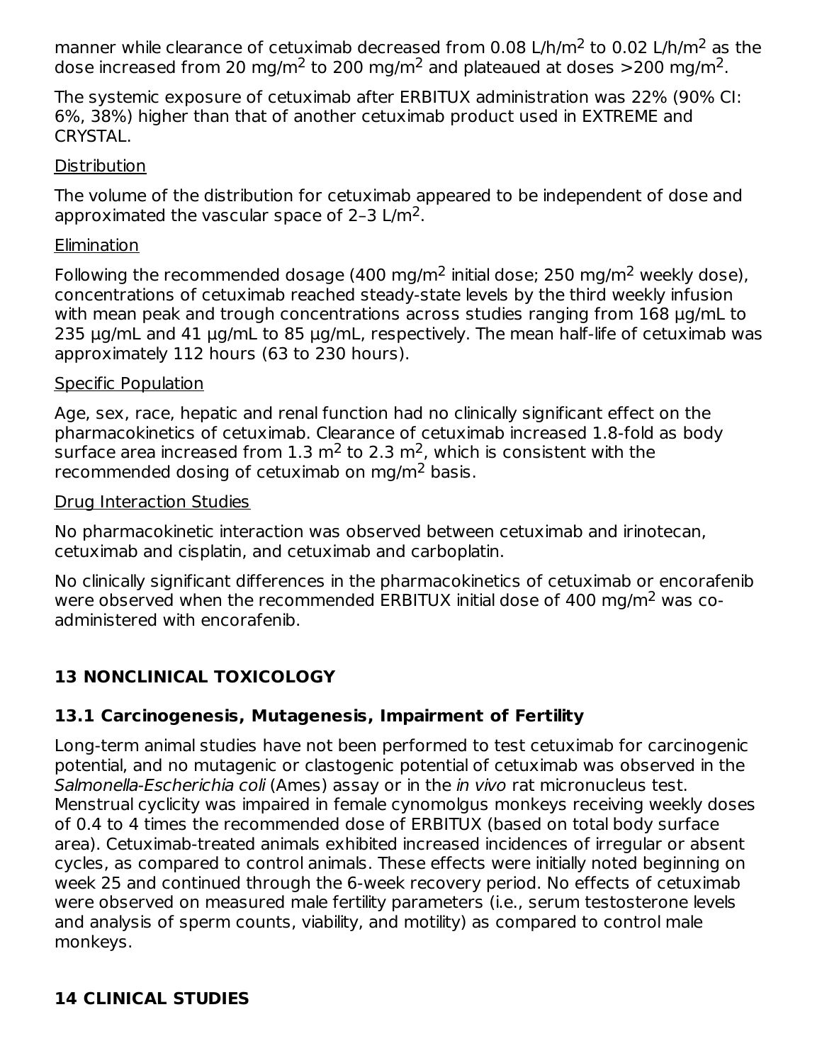manner while clearance of cetuximab decreased from 0.08 L/h/$m^2$ to 0.02 L/h/$m^2$ as the dose increased from 20 mg/$m^2$ to 200 mg/$m^2$ and plateaued at doses >200 mg/$m^2$.

The systemic exposure of cetuximab after ERBITUX administration was 22% (90% CI: 6%, 38%) higher than that of another cetuximab product used in EXTREME and CRYSTAL.

Distribution

The volume of the distribution for cetuximab appeared to be independent of dose and approximated the vascular space of 2–3 L/$m^2$.

Elimination

Following the recommended dosage (400 mg/$m^2$ initial dose; 250 mg/$m^2$ weekly dose), concentrations of cetuximab reached steady-state levels by the third weekly infusion with mean peak and trough concentrations across studies ranging from 168 µg/mL to 235 µg/mL and 41 µg/mL to 85 µg/mL, respectively. The mean half-life of cetuximab was approximately 112 hours (63 to 230 hours).

Specific Population

Age, sex, race, hepatic and renal function had no clinically significant effect on the pharmacokinetics of cetuximab. Clearance of cetuximab increased 1.8-fold as body surface area increased from 1.3 $m^2$ to 2.3 $m^2$, which is consistent with the recommended dosing of cetuximab on mg/$m^2$ basis.

Drug Interaction Studies

No pharmacokinetic interaction was observed between cetuximab and irinotecan, cetuximab and cisplatin, and cetuximab and carboplatin.

No clinically significant differences in the pharmacokinetics of cetuximab or encorafenib were observed when the recommended ERBITUX initial dose of 400 mg/$m^2$ was co-administered with encorafenib.

## 13 NONCLINICAL TOXICOLOGY

### 13.1 Carcinogenesis, Mutagenesis, Impairment of Fertility

Long-term animal studies have not been performed to test cetuximab for carcinogenic potential, and no mutagenic or clastogenic potential of cetuximab was observed in the *Salmonella-Escherichia coli* (Ames) assay or in the *in vivo* rat micronucleus test. Menstrual cyclicity was impaired in female cynomolgus monkeys receiving weekly doses of 0.4 to 4 times the recommended dose of ERBITUX (based on total body surface area). Cetuximab-treated animals exhibited increased incidences of irregular or absent cycles, as compared to control animals. These effects were initially noted beginning on week 25 and continued through the 6-week recovery period. No effects of cetuximab were observed on measured male fertility parameters (i.e., serum testosterone levels and analysis of sperm counts, viability, and motility) as compared to control male monkeys.

## 14 CLINICAL STUDIES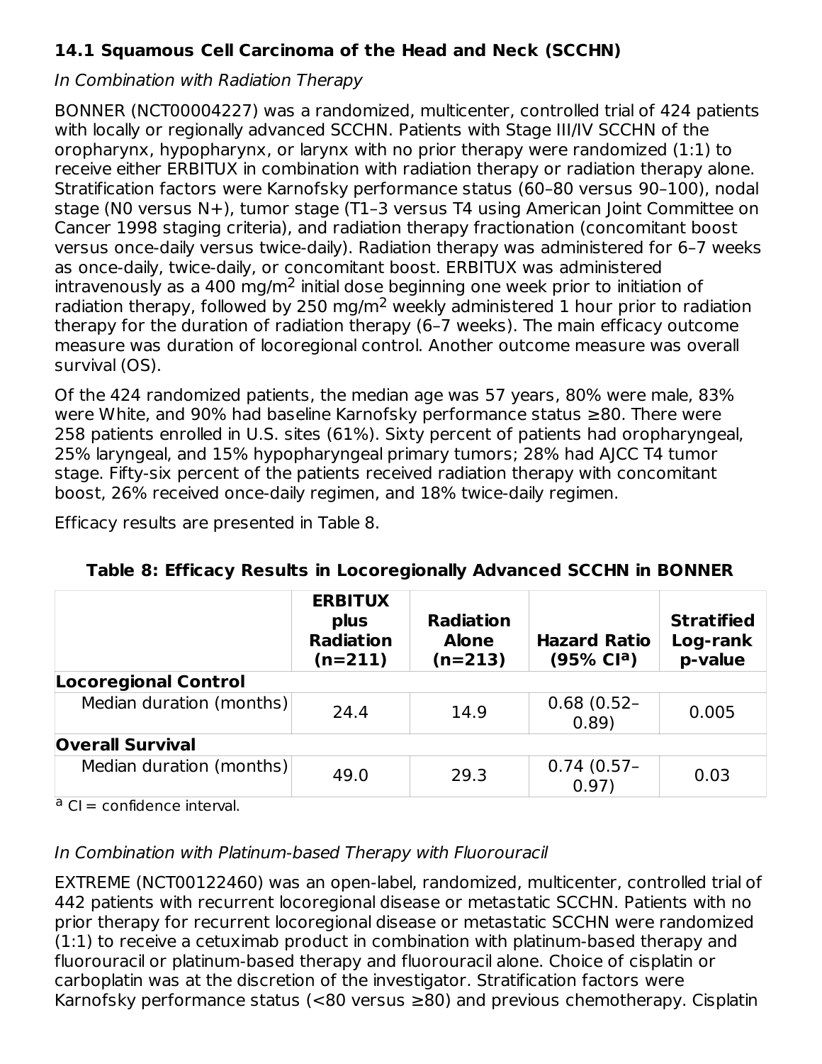### 14.1 Squamous Cell Carcinoma of the Head and Neck (SCCHN)

*In Combination with Radiation Therapy*

BONNER (NCT00004227) was a randomized, multicenter, controlled trial of 424 patients with locally or regionally advanced SCCHN. Patients with Stage III/IV SCCHN of the oropharynx, hypopharynx, or larynx with no prior therapy were randomized (1:1) to receive either ERBITUX in combination with radiation therapy or radiation therapy alone. Stratification factors were Karnofsky performance status (60–80 versus 90–100), nodal stage (N0 versus N+), tumor stage (T1–3 versus T4 using American Joint Committee on Cancer 1998 staging criteria), and radiation therapy fractionation (concomitant boost versus once-daily versus twice-daily). Radiation therapy was administered for 6–7 weeks as once-daily, twice-daily, or concomitant boost. ERBITUX was administered intravenously as a 400 mg/m$^2$ initial dose beginning one week prior to initiation of radiation therapy, followed by 250 mg/m$^2$ weekly administered 1 hour prior to radiation therapy for the duration of radiation therapy (6–7 weeks). The main efficacy outcome measure was duration of locoregional control. Another outcome measure was overall survival (OS).

Of the 424 randomized patients, the median age was 57 years, 80% were male, 83% were White, and 90% had baseline Karnofsky performance status ≥80. There were 258 patients enrolled in U.S. sites (61%). Sixty percent of patients had oropharyngeal, 25% laryngeal, and 15% hypopharyngeal primary tumors; 28% had AJCC T4 tumor stage. Fifty-six percent of the patients received radiation therapy with concomitant boost, 26% received once-daily regimen, and 18% twice-daily regimen.

Efficacy results are presented in Table 8.

**Table 8: Efficacy Results in Locoregionally Advanced SCCHN in BONNER**

| | ERBITUX plus Radiation (n=211) | Radiation Alone (n=213) | Hazard Ratio (95% CI[a]) | Stratified Log-rank p-value |
|---|---|---|---|---|
| **Locoregional Control** | | | | |
| Median duration (months) | 24.4 | 14.9 | 0.68 (0.52–0.89) | 0.005 |
| **Overall Survival** | | | | |
| Median duration (months) | 49.0 | 29.3 | 0.74 (0.57–0.97) | 0.03 |

[a] CI = confidence interval.

*In Combination with Platinum-based Therapy with Fluorouracil*

EXTREME (NCT00122460) was an open-label, randomized, multicenter, controlled trial of 442 patients with recurrent locoregional disease or metastatic SCCHN. Patients with no prior therapy for recurrent locoregional disease or metastatic SCCHN were randomized (1:1) to receive a cetuximab product in combination with platinum-based therapy and fluorouracil or platinum-based therapy and fluorouracil alone. Choice of cisplatin or carboplatin was at the discretion of the investigator. Stratification factors were Karnofsky performance status (<80 versus ≥80) and previous chemotherapy. Cisplatin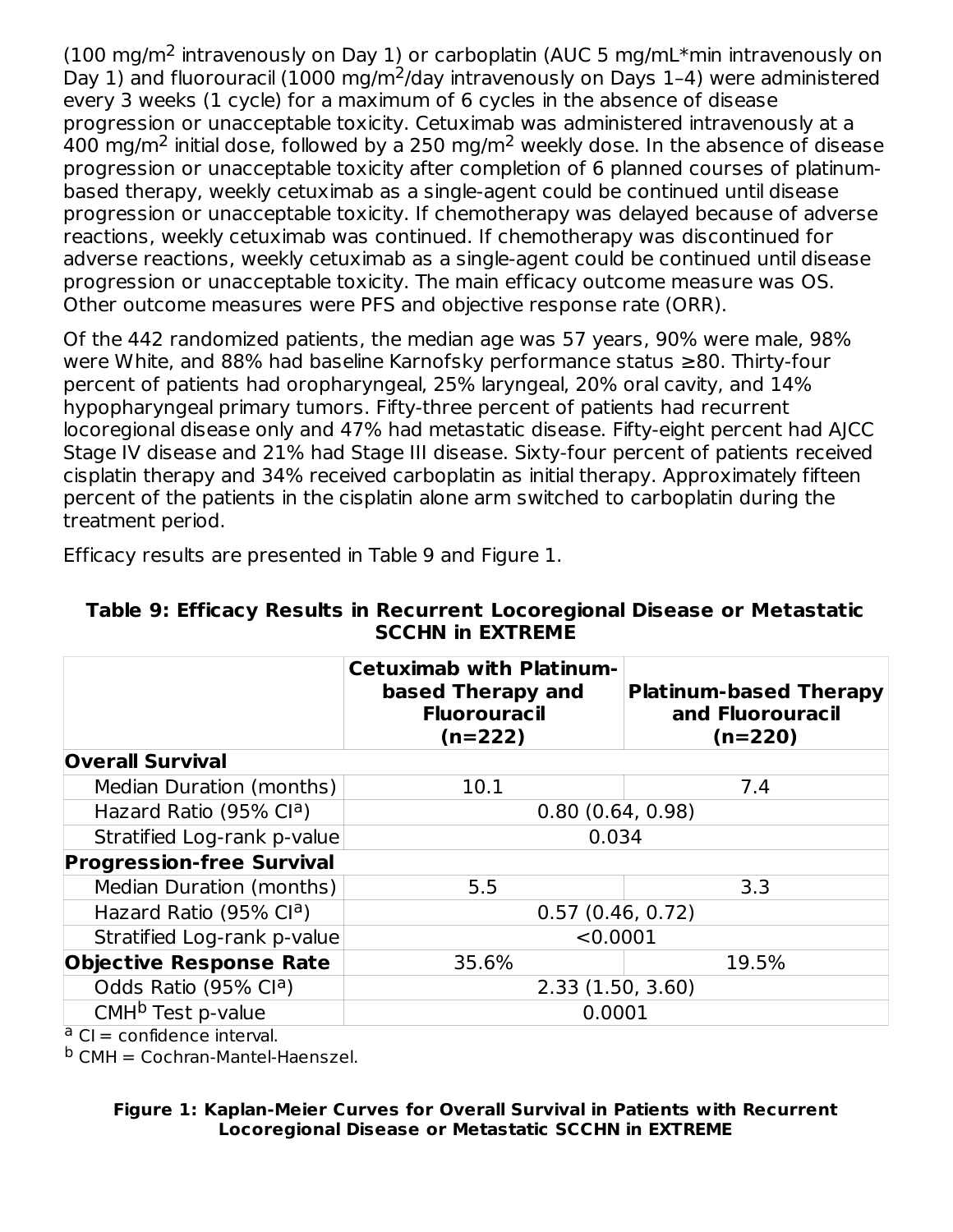(100 mg/m$^2$ intravenously on Day 1) or carboplatin (AUC 5 mg/mL*min intravenously on Day 1) and fluorouracil (1000 mg/m$^2$/day intravenously on Days 1–4) were administered every 3 weeks (1 cycle) for a maximum of 6 cycles in the absence of disease progression or unacceptable toxicity. Cetuximab was administered intravenously at a 400 mg/m$^2$ initial dose, followed by a 250 mg/m$^2$ weekly dose. In the absence of disease progression or unacceptable toxicity after completion of 6 planned courses of platinum-based therapy, weekly cetuximab as a single-agent could be continued until disease progression or unacceptable toxicity. If chemotherapy was delayed because of adverse reactions, weekly cetuximab was continued. If chemotherapy was discontinued for adverse reactions, weekly cetuximab as a single-agent could be continued until disease progression or unacceptable toxicity. The main efficacy outcome measure was OS. Other outcome measures were PFS and objective response rate (ORR).

Of the 442 randomized patients, the median age was 57 years, 90% were male, 98% were White, and 88% had baseline Karnofsky performance status ≥80. Thirty-four percent of patients had oropharyngeal, 25% laryngeal, 20% oral cavity, and 14% hypopharyngeal primary tumors. Fifty-three percent of patients had recurrent locoregional disease only and 47% had metastatic disease. Fifty-eight percent had AJCC Stage IV disease and 21% had Stage III disease. Sixty-four percent of patients received cisplatin therapy and 34% received carboplatin as initial therapy. Approximately fifteen percent of the patients in the cisplatin alone arm switched to carboplatin during the treatment period.

Efficacy results are presented in Table 9 and Figure 1.

**Table 9: Efficacy Results in Recurrent Locoregional Disease or Metastatic SCCHN in EXTREME**

| | Cetuximab with Platinum-based Therapy and Fluorouracil (n=222) | Platinum-based Therapy and Fluorouracil (n=220) |
|---|---|---|
| **Overall Survival** | | |
| Median Duration (months) | 10.1 | 7.4 |
| Hazard Ratio (95% CI[a]) | 0.80 (0.64, 0.98) | |
| Stratified Log-rank p-value | 0.034 | |
| **Progression-free Survival** | | |
| Median Duration (months) | 5.5 | 3.3 |
| Hazard Ratio (95% CI[a]) | 0.57 (0.46, 0.72) | |
| Stratified Log-rank p-value | <0.0001 | |
| **Objective Response Rate** | 35.6% | 19.5% |
| Odds Ratio (95% CI[a]) | 2.33 (1.50, 3.60) | |
| CMH[b] Test p-value | 0.0001 | |

[a] CI = confidence interval.

[b] CMH = Cochran-Mantel-Haenszel.

**Figure 1: Kaplan-Meier Curves for Overall Survival in Patients with Recurrent Locoregional Disease or Metastatic SCCHN in EXTREME**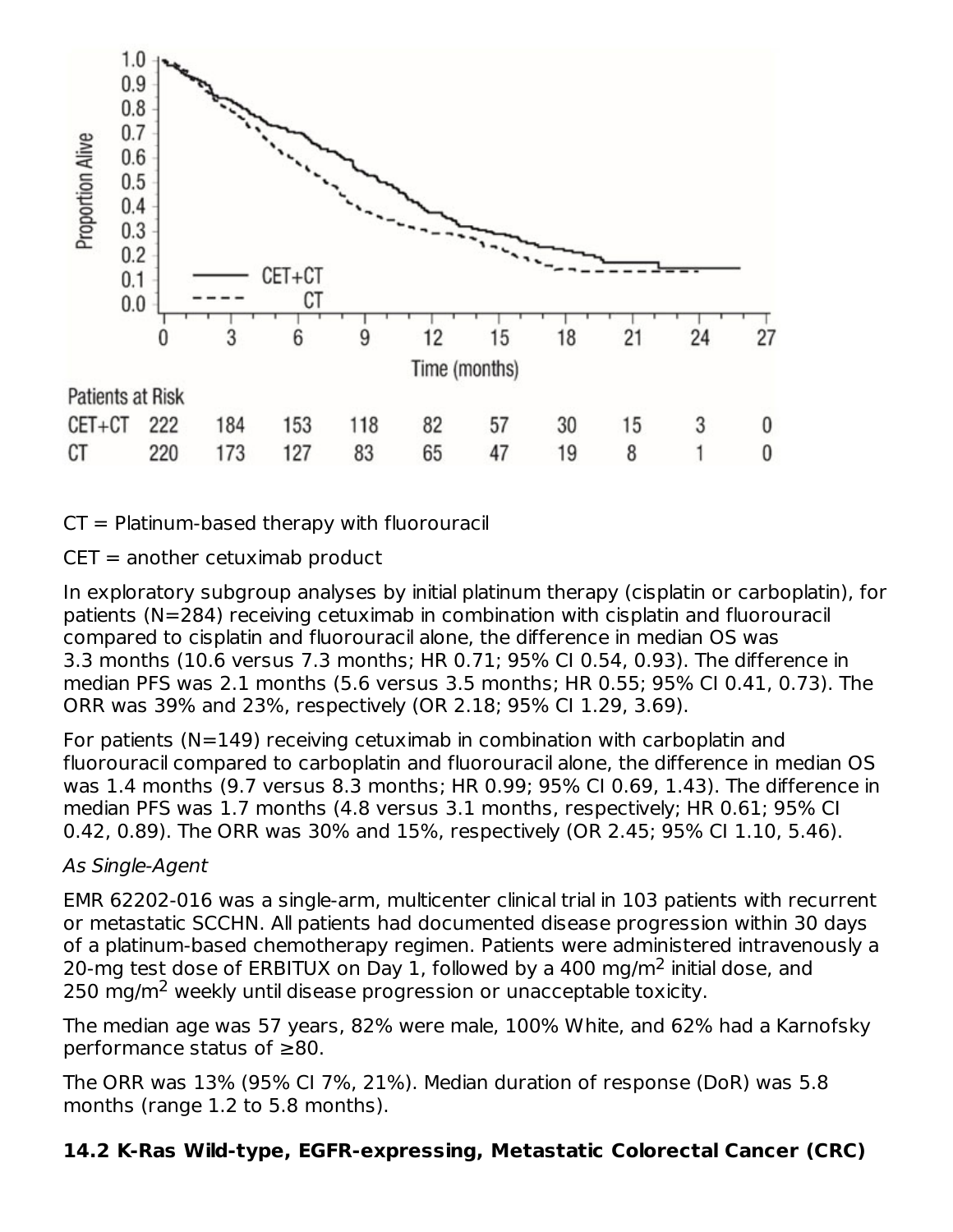| Patients at Risk | 0 | 3 | 6 | 9 | 12 | 15 | 18 | 21 | 24 | 27 |
|---|---|---|---|---|---|---|---|---|---|---|
| CET+CT | 222 | 184 | 153 | 118 | 82 | 57 | 30 | 15 | 3 | 0 |
| CT | 220 | 173 | 127 | 83 | 65 | 47 | 19 | 8 | 1 | 0 |

CT = Platinum-based therapy with fluorouracil

CET = another cetuximab product

In exploratory subgroup analyses by initial platinum therapy (cisplatin or carboplatin), for patients (N=284) receiving cetuximab in combination with cisplatin and fluorouracil compared to cisplatin and fluorouracil alone, the difference in median OS was 3.3 months (10.6 versus 7.3 months; HR 0.71; 95% CI 0.54, 0.93). The difference in median PFS was 2.1 months (5.6 versus 3.5 months; HR 0.55; 95% CI 0.41, 0.73). The ORR was 39% and 23%, respectively (OR 2.18; 95% CI 1.29, 3.69).

For patients (N=149) receiving cetuximab in combination with carboplatin and fluorouracil compared to carboplatin and fluorouracil alone, the difference in median OS was 1.4 months (9.7 versus 8.3 months; HR 0.99; 95% CI 0.69, 1.43). The difference in median PFS was 1.7 months (4.8 versus 3.1 months, respectively; HR 0.61; 95% CI 0.42, 0.89). The ORR was 30% and 15%, respectively (OR 2.45; 95% CI 1.10, 5.46).

*As Single-Agent*

EMR 62202-016 was a single-arm, multicenter clinical trial in 103 patients with recurrent or metastatic SCCHN. All patients had documented disease progression within 30 days of a platinum-based chemotherapy regimen. Patients were administered intravenously a 20-mg test dose of ERBITUX on Day 1, followed by a 400 mg/m$^2$ initial dose, and 250 mg/m$^2$ weekly until disease progression or unacceptable toxicity.

The median age was 57 years, 82% were male, 100% White, and 62% had a Karnofsky performance status of ≥80.

The ORR was 13% (95% CI 7%, 21%). Median duration of response (DoR) was 5.8 months (range 1.2 to 5.8 months).

### 14.2 K-Ras Wild-type, EGFR-expressing, Metastatic Colorectal Cancer (CRC)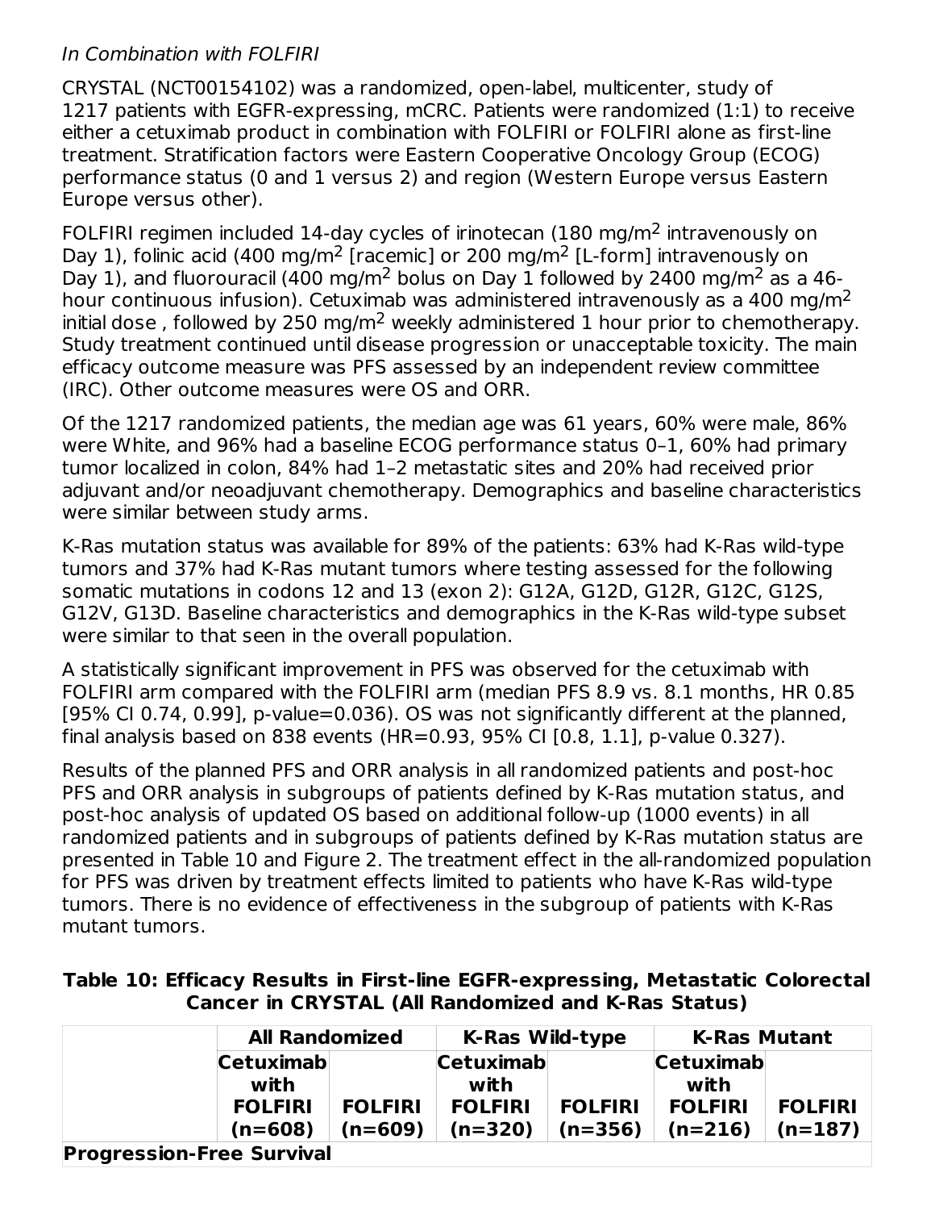*In Combination with FOLFIRI*

CRYSTAL (NCT00154102) was a randomized, open-label, multicenter, study of 1217 patients with EGFR-expressing, mCRC. Patients were randomized (1:1) to receive either a cetuximab product in combination with FOLFIRI or FOLFIRI alone as first-line treatment. Stratification factors were Eastern Cooperative Oncology Group (ECOG) performance status (0 and 1 versus 2) and region (Western Europe versus Eastern Europe versus other).

FOLFIRI regimen included 14-day cycles of irinotecan (180 mg/m$^2$ intravenously on Day 1), folinic acid (400 mg/m$^2$ [racemic] or 200 mg/m$^2$ [L-form] intravenously on Day 1), and fluorouracil (400 mg/m$^2$ bolus on Day 1 followed by 2400 mg/m$^2$ as a 46-hour continuous infusion). Cetuximab was administered intravenously as a 400 mg/m$^2$ initial dose , followed by 250 mg/m$^2$ weekly administered 1 hour prior to chemotherapy. Study treatment continued until disease progression or unacceptable toxicity. The main efficacy outcome measure was PFS assessed by an independent review committee (IRC). Other outcome measures were OS and ORR.

Of the 1217 randomized patients, the median age was 61 years, 60% were male, 86% were White, and 96% had a baseline ECOG performance status 0–1, 60% had primary tumor localized in colon, 84% had 1–2 metastatic sites and 20% had received prior adjuvant and/or neoadjuvant chemotherapy. Demographics and baseline characteristics were similar between study arms.

K-Ras mutation status was available for 89% of the patients: 63% had K-Ras wild-type tumors and 37% had K-Ras mutant tumors where testing assessed for the following somatic mutations in codons 12 and 13 (exon 2): G12A, G12D, G12R, G12C, G12S, G12V, G13D. Baseline characteristics and demographics in the K-Ras wild-type subset were similar to that seen in the overall population.

A statistically significant improvement in PFS was observed for the cetuximab with FOLFIRI arm compared with the FOLFIRI arm (median PFS 8.9 vs. 8.1 months, HR 0.85 [95% CI 0.74, 0.99], p-value=0.036). OS was not significantly different at the planned, final analysis based on 838 events (HR=0.93, 95% CI [0.8, 1.1], p-value 0.327).

Results of the planned PFS and ORR analysis in all randomized patients and post-hoc PFS and ORR analysis in subgroups of patients defined by K-Ras mutation status, and post-hoc analysis of updated OS based on additional follow-up (1000 events) in all randomized patients and in subgroups of patients defined by K-Ras mutation status are presented in Table 10 and Figure 2. The treatment effect in the all-randomized population for PFS was driven by treatment effects limited to patients who have K-Ras wild-type tumors. There is no evidence of effectiveness in the subgroup of patients with K-Ras mutant tumors.

**Table 10: Efficacy Results in First-line EGFR-expressing, Metastatic Colorectal Cancer in CRYSTAL (All Randomized and K-Ras Status)**

| | **All Randomized** | | **K-Ras Wild-type** | | **K-Ras Mutant** | |
|---|---|---|---|---|---|---|
| | **Cetuximab with FOLFIRI (n=608)** | **FOLFIRI (n=609)** | **Cetuximab with FOLFIRI (n=320)** | **FOLFIRI (n=356)** | **Cetuximab with FOLFIRI (n=216)** | **FOLFIRI (n=187)** |
| **Progression-Free Survival** | | | | | | |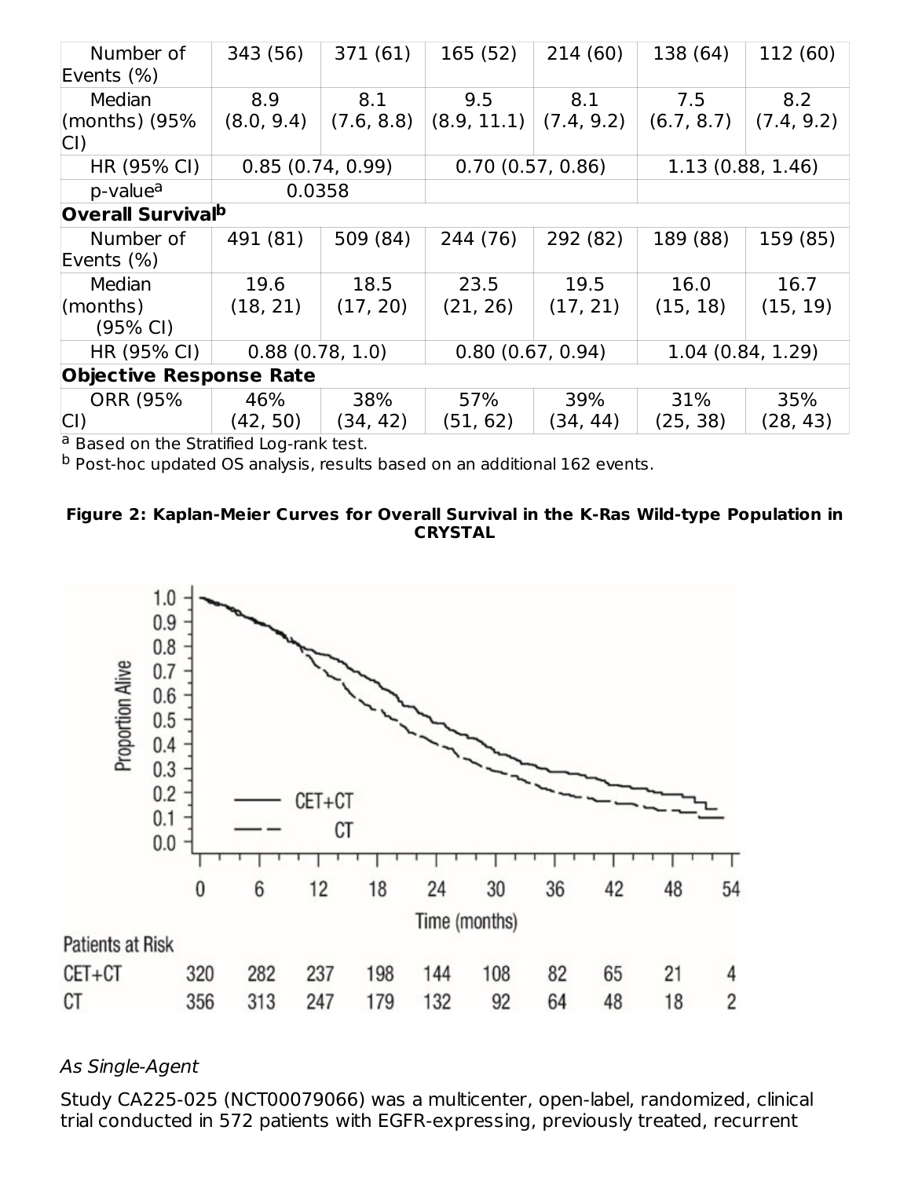| | | | | | | |
|---|---|---|---|---|---|---|
| Number of Events (%) | 343 (56) | 371 (61) | 165 (52) | 214 (60) | 138 (64) | 112 (60) |
| Median (months) (95% CI) | 8.9 (8.0, 9.4) | 8.1 (7.6, 8.8) | 9.5 (8.9, 11.1) | 8.1 (7.4, 9.2) | 7.5 (6.7, 8.7) | 8.2 (7.4, 9.2) |
| HR (95% CI) | 0.85 (0.74, 0.99) | | 0.70 (0.57, 0.86) | | 1.13 (0.88, 1.46) | |
| p-value[a] | 0.0358 | | | | | |
| **Overall Survival[b]** | | | | | | |
| Number of Events (%) | 491 (81) | 509 (84) | 244 (76) | 292 (82) | 189 (88) | 159 (85) |
| Median (months) (95% CI) | 19.6 (18, 21) | 18.5 (17, 20) | 23.5 (21, 26) | 19.5 (17, 21) | 16.0 (15, 18) | 16.7 (15, 19) |
| HR (95% CI) | 0.88 (0.78, 1.0) | | 0.80 (0.67, 0.94) | | 1.04 (0.84, 1.29) | |
| **Objective Response Rate** | | | | | | |
| ORR (95% CI) | 46% (42, 50) | 38% (34, 42) | 57% (51, 62) | 39% (34, 44) | 31% (25, 38) | 35% (28, 43) |

[a] Based on the Stratified Log-rank test.

[b] Post-hoc updated OS analysis, results based on an additional 162 events.

**Figure 2: Kaplan-Meier Curves for Overall Survival in the K-Ras Wild-type Population in CRYSTAL**

Patients at Risk

| Time (months) | 0 | 6 | 12 | 18 | 24 | 30 | 36 | 42 | 48 | 54 |
|---|---|---|---|---|---|---|---|---|---|---|
| CET+CT | 320 | 282 | 237 | 198 | 144 | 108 | 82 | 65 | 21 | 4 |
| CT | 356 | 313 | 247 | 179 | 132 | 92 | 64 | 48 | 18 | 2 |

*As Single-Agent*

Study CA225-025 (NCT00079066) was a multicenter, open-label, randomized, clinical trial conducted in 572 patients with EGFR-expressing, previously treated, recurrent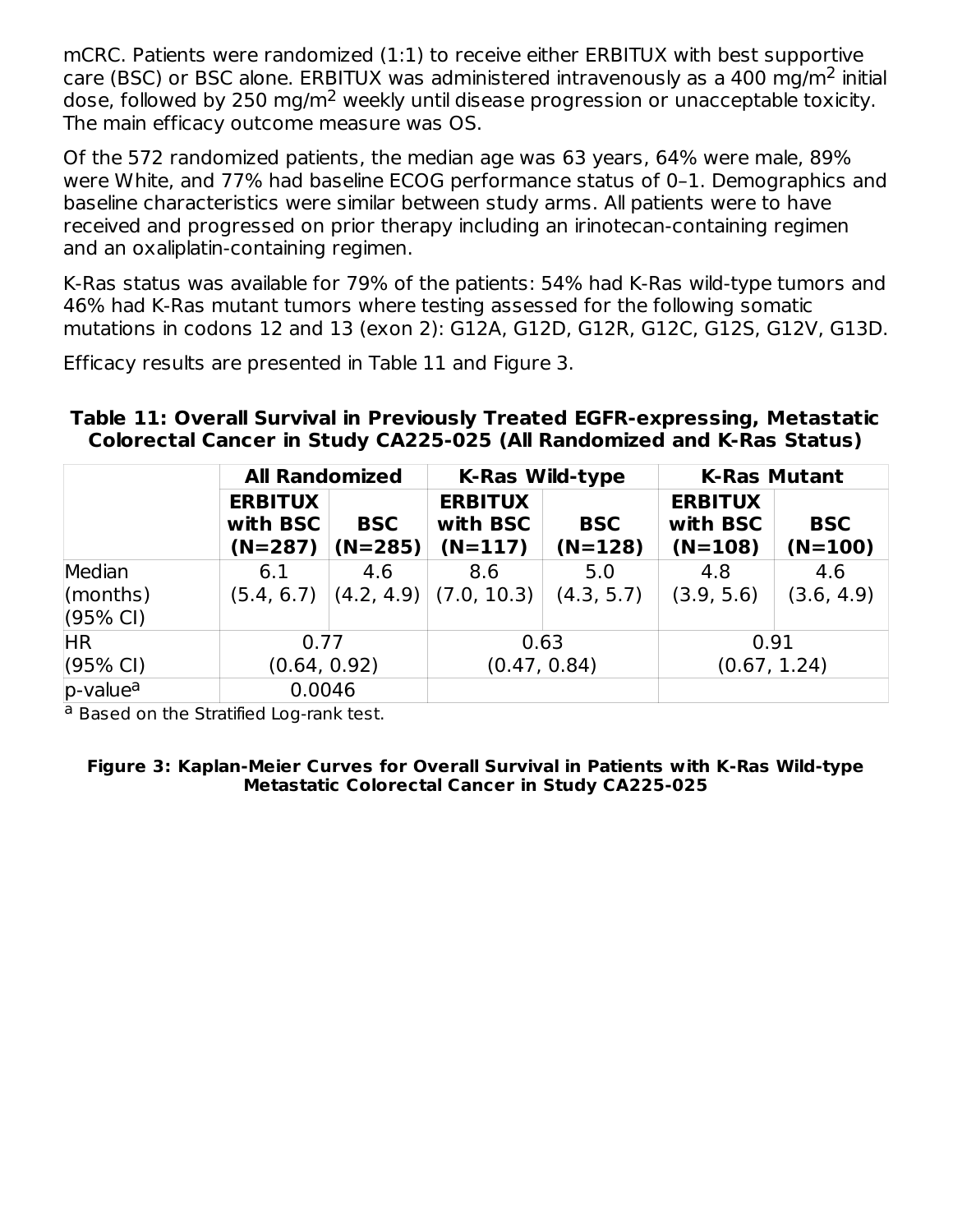mCRC. Patients were randomized (1:1) to receive either ERBITUX with best supportive care (BSC) or BSC alone. ERBITUX was administered intravenously as a 400 mg/m$^2$ initial dose, followed by 250 mg/m$^2$ weekly until disease progression or unacceptable toxicity. The main efficacy outcome measure was OS.

Of the 572 randomized patients, the median age was 63 years, 64% were male, 89% were White, and 77% had baseline ECOG performance status of 0–1. Demographics and baseline characteristics were similar between study arms. All patients were to have received and progressed on prior therapy including an irinotecan-containing regimen and an oxaliplatin-containing regimen.

K-Ras status was available for 79% of the patients: 54% had K-Ras wild-type tumors and 46% had K-Ras mutant tumors where testing assessed for the following somatic mutations in codons 12 and 13 (exon 2): G12A, G12D, G12R, G12C, G12S, G12V, G13D.

Efficacy results are presented in Table 11 and Figure 3.

**Table 11: Overall Survival in Previously Treated EGFR-expressing, Metastatic Colorectal Cancer in Study CA225-025 (All Randomized and K-Ras Status)**

| | **All Randomized** | | **K-Ras Wild-type** | | **K-Ras Mutant** | |
|---|---|---|---|---|---|---|
| | **ERBITUX with BSC (N=287)** | **BSC (N=285)** | **ERBITUX with BSC (N=117)** | **BSC (N=128)** | **ERBITUX with BSC (N=108)** | **BSC (N=100)** |
| Median (months) (95% CI) | 6.1 (5.4, 6.7) | 4.6 (4.2, 4.9) | 8.6 (7.0, 10.3) | 5.0 (4.3, 5.7) | 4.8 (3.9, 5.6) | 4.6 (3.6, 4.9) |
| HR (95% CI) | 0.77 (0.64, 0.92) | | 0.63 (0.47, 0.84) | | 0.91 (0.67, 1.24) | |
| p-value[a] | 0.0046 | | | | | |

[a] Based on the Stratified Log-rank test.

**Figure 3: Kaplan-Meier Curves for Overall Survival in Patients with K-Ras Wild-type Metastatic Colorectal Cancer in Study CA225-025**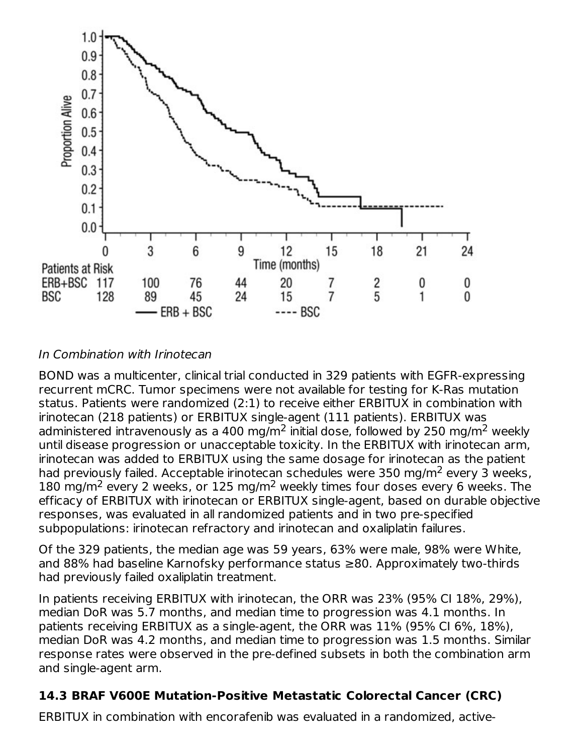| Patients at Risk | 0 | 3 | 6 | 9 | 12 | 15 | 18 | 21 | 24 |
|---|---|---|---|---|---|---|---|---|---|
| ERB+BSC | 117 | 100 | 76 | 44 | 20 | 7 | 2 | 0 | 0 |
| BSC | 128 | 89 | 45 | 24 | 15 | 7 | 5 | 1 | 0 |

*In Combination with Irinotecan*

BOND was a multicenter, clinical trial conducted in 329 patients with EGFR-expressing recurrent mCRC. Tumor specimens were not available for testing for K-Ras mutation status. Patients were randomized (2:1) to receive either ERBITUX in combination with irinotecan (218 patients) or ERBITUX single-agent (111 patients). ERBITUX was administered intravenously as a 400 mg/$m^2$ initial dose, followed by 250 mg/$m^2$ weekly until disease progression or unacceptable toxicity. In the ERBITUX with irinotecan arm, irinotecan was added to ERBITUX using the same dosage for irinotecan as the patient had previously failed. Acceptable irinotecan schedules were 350 mg/$m^2$ every 3 weeks, 180 mg/$m^2$ every 2 weeks, or 125 mg/$m^2$ weekly times four doses every 6 weeks. The efficacy of ERBITUX with irinotecan or ERBITUX single-agent, based on durable objective responses, was evaluated in all randomized patients and in two pre-specified subpopulations: irinotecan refractory and irinotecan and oxaliplatin failures.

Of the 329 patients, the median age was 59 years, 63% were male, 98% were White, and 88% had baseline Karnofsky performance status ≥80. Approximately two-thirds had previously failed oxaliplatin treatment.

In patients receiving ERBITUX with irinotecan, the ORR was 23% (95% CI 18%, 29%), median DoR was 5.7 months, and median time to progression was 4.1 months. In patients receiving ERBITUX as a single-agent, the ORR was 11% (95% CI 6%, 18%), median DoR was 4.2 months, and median time to progression was 1.5 months. Similar response rates were observed in the pre-defined subsets in both the combination arm and single-agent arm.

### 14.3 BRAF V600E Mutation-Positive Metastatic Colorectal Cancer (CRC)

ERBITUX in combination with encorafenib was evaluated in a randomized, active-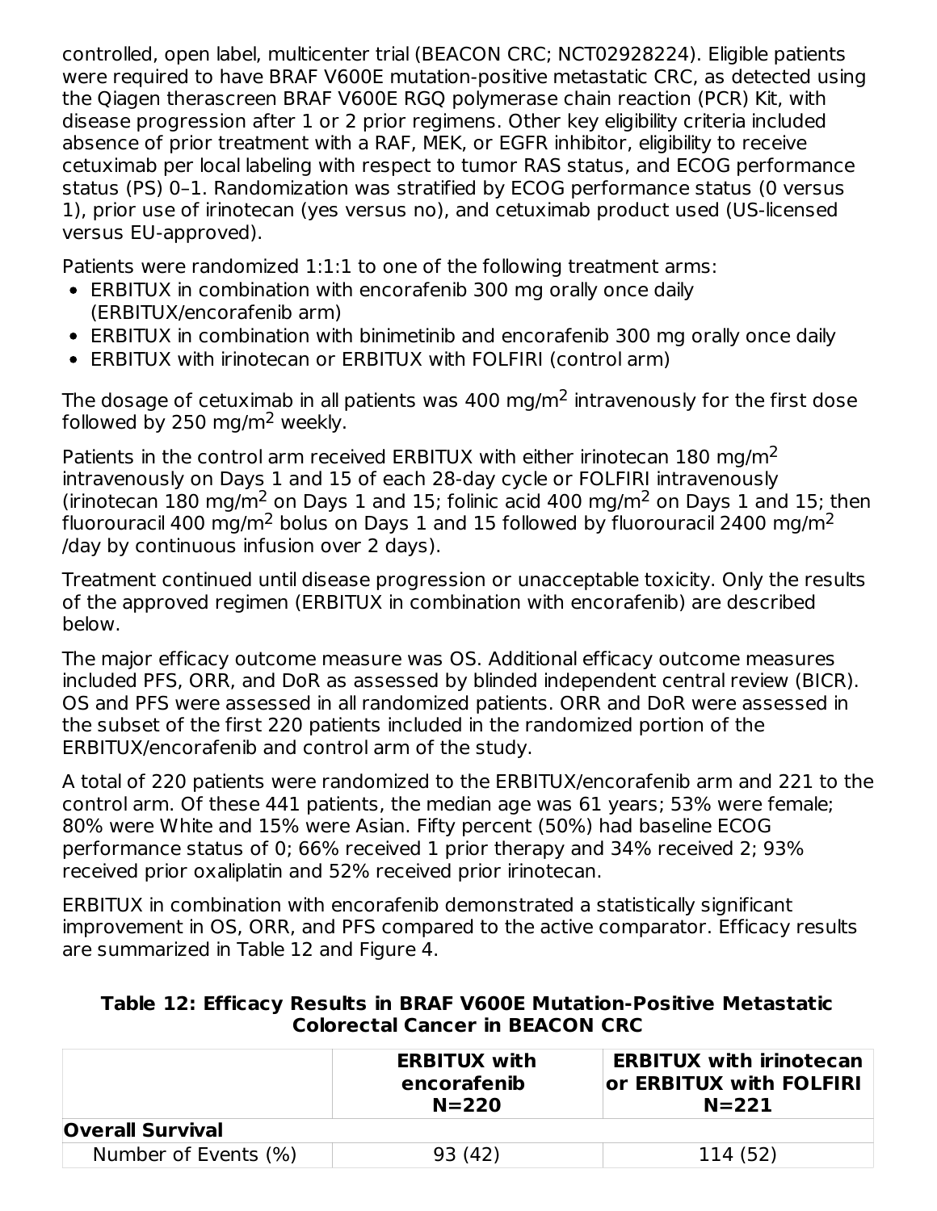controlled, open label, multicenter trial (BEACON CRC; NCT02928224). Eligible patients were required to have BRAF V600E mutation-positive metastatic CRC, as detected using the Qiagen therascreen BRAF V600E RGQ polymerase chain reaction (PCR) Kit, with disease progression after 1 or 2 prior regimens. Other key eligibility criteria included absence of prior treatment with a RAF, MEK, or EGFR inhibitor, eligibility to receive cetuximab per local labeling with respect to tumor RAS status, and ECOG performance status (PS) 0–1. Randomization was stratified by ECOG performance status (0 versus 1), prior use of irinotecan (yes versus no), and cetuximab product used (US-licensed versus EU-approved).

Patients were randomized 1:1:1 to one of the following treatment arms:

- ERBITUX in combination with encorafenib 300 mg orally once daily (ERBITUX/encorafenib arm)
- ERBITUX in combination with binimetinib and encorafenib 300 mg orally once daily
- ERBITUX with irinotecan or ERBITUX with FOLFIRI (control arm)

The dosage of cetuximab in all patients was 400 mg/m$^2$ intravenously for the first dose followed by 250 mg/m$^2$ weekly.

Patients in the control arm received ERBITUX with either irinotecan 180 mg/m$^2$ intravenously on Days 1 and 15 of each 28-day cycle or FOLFIRI intravenously (irinotecan 180 mg/m$^2$ on Days 1 and 15; folinic acid 400 mg/m$^2$ on Days 1 and 15; then fluorouracil 400 mg/m$^2$ bolus on Days 1 and 15 followed by fluorouracil 2400 mg/m$^2$ /day by continuous infusion over 2 days).

Treatment continued until disease progression or unacceptable toxicity. Only the results of the approved regimen (ERBITUX in combination with encorafenib) are described below.

The major efficacy outcome measure was OS. Additional efficacy outcome measures included PFS, ORR, and DoR as assessed by blinded independent central review (BICR). OS and PFS were assessed in all randomized patients. ORR and DoR were assessed in the subset of the first 220 patients included in the randomized portion of the ERBITUX/encorafenib and control arm of the study.

A total of 220 patients were randomized to the ERBITUX/encorafenib arm and 221 to the control arm. Of these 441 patients, the median age was 61 years; 53% were female; 80% were White and 15% were Asian. Fifty percent (50%) had baseline ECOG performance status of 0; 66% received 1 prior therapy and 34% received 2; 93% received prior oxaliplatin and 52% received prior irinotecan.

ERBITUX in combination with encorafenib demonstrated a statistically significant improvement in OS, ORR, and PFS compared to the active comparator. Efficacy results are summarized in Table 12 and Figure 4.

**Table 12: Efficacy Results in BRAF V600E Mutation-Positive Metastatic Colorectal Cancer in BEACON CRC**

| | ERBITUX with encorafenib N=220 | ERBITUX with irinotecan or ERBITUX with FOLFIRI N=221 |
|---|---|---|
| **Overall Survival** | | |
| Number of Events (%) | 93 (42) | 114 (52) |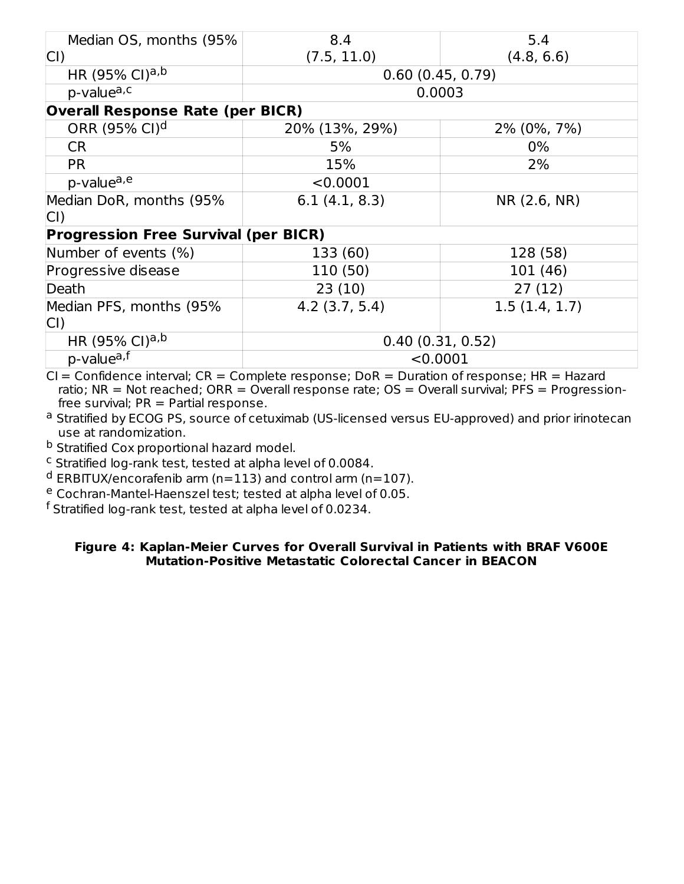| | | |
|---|---|---|
| Median OS, months (95% CI) | 8.4 (7.5, 11.0) | 5.4 (4.8, 6.6) |
| HR (95% CI)[a,b] | 0.60 (0.45, 0.79) | |
| p-value[a,c] | 0.0003 | |
| **Overall Response Rate (per BICR)** | | |
| ORR (95% CI)[d] | 20% (13%, 29%) | 2% (0%, 7%) |
| CR | 5% | 0% |
| PR | 15% | 2% |
| p-value[a,e] | <0.0001 | |
| Median DoR, months (95% CI) | 6.1 (4.1, 8.3) | NR (2.6, NR) |
| **Progression Free Survival (per BICR)** | | |
| Number of events (%) | 133 (60) | 128 (58) |
| Progressive disease | 110 (50) | 101 (46) |
| Death | 23 (10) | 27 (12) |
| Median PFS, months (95% CI) | 4.2 (3.7, 5.4) | 1.5 (1.4, 1.7) |
| HR (95% CI)[a,b] | 0.40 (0.31, 0.52) | |
| p-value[a,f] | <0.0001 | |

CI = Confidence interval; CR = Complete response; DoR = Duration of response; HR = Hazard ratio; NR = Not reached; ORR = Overall response rate; OS = Overall survival; PFS = Progression-free survival; PR = Partial response.

[a] Stratified by ECOG PS, source of cetuximab (US-licensed versus EU-approved) and prior irinotecan use at randomization.

[b] Stratified Cox proportional hazard model.

[c] Stratified log-rank test, tested at alpha level of 0.0084.

[d] ERBITUX/encorafenib arm (n=113) and control arm (n=107).

[e] Cochran-Mantel-Haenszel test; tested at alpha level of 0.05.

[f] Stratified log-rank test, tested at alpha level of 0.0234.

**Figure 4: Kaplan-Meier Curves for Overall Survival in Patients with BRAF V600E Mutation-Positive Metastatic Colorectal Cancer in BEACON**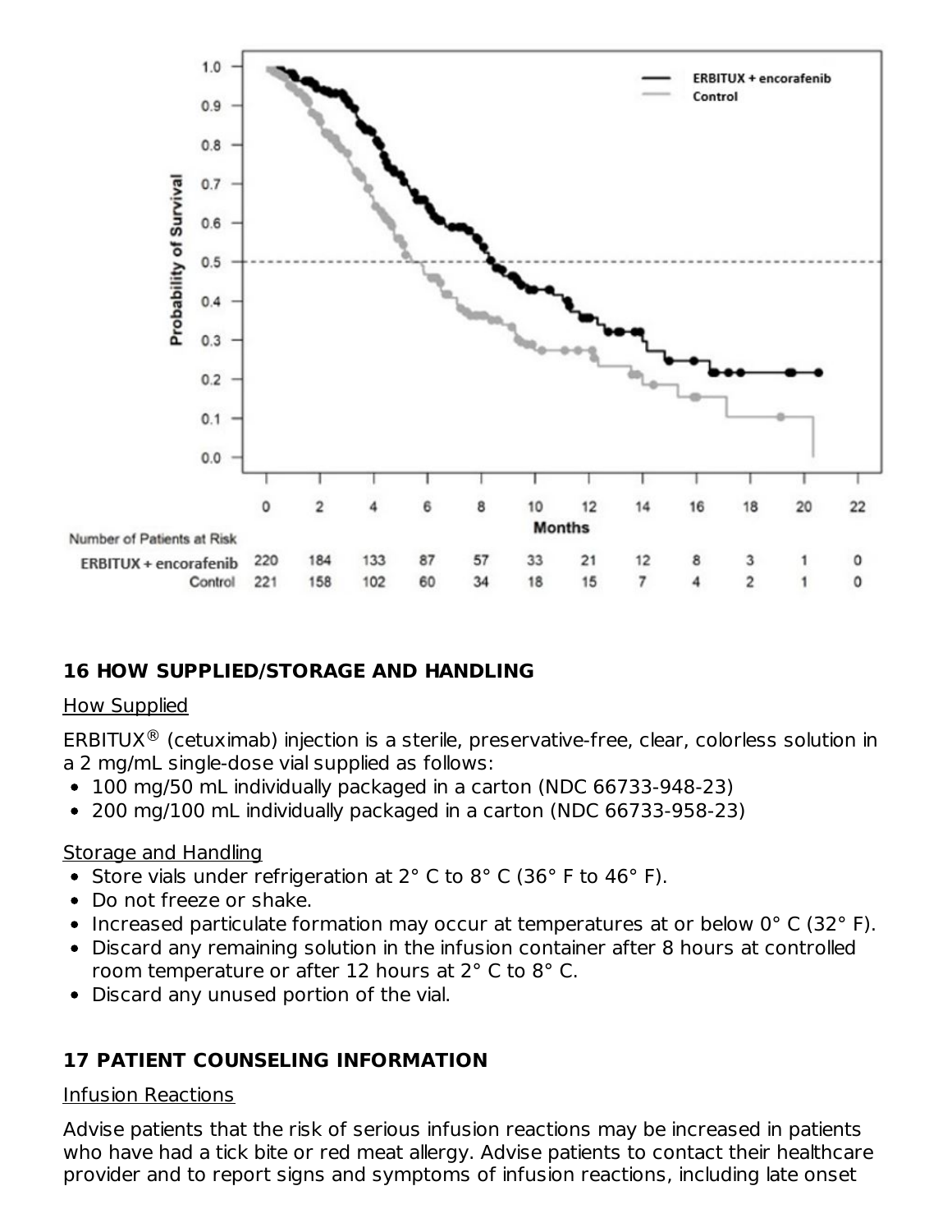| Number of Patients at Risk | 0 | 2 | 4 | 6 | 8 | 10 | 12 | 14 | 16 | 18 | 20 | 22 |
|---|---|---|---|---|---|---|---|---|---|---|---|---|
| ERBITUX + encorafenib | 220 | 184 | 133 | 87 | 57 | 33 | 21 | 12 | 8 | 3 | 1 | 0 |
| Control | 221 | 158 | 102 | 60 | 34 | 18 | 15 | 7 | 4 | 2 | 1 | 0 |

## 16 HOW SUPPLIED/STORAGE AND HANDLING

How Supplied

ERBITUX® (cetuximab) injection is a sterile, preservative-free, clear, colorless solution in a 2 mg/mL single-dose vial supplied as follows:

- 100 mg/50 mL individually packaged in a carton (NDC 66733-948-23)
- 200 mg/100 mL individually packaged in a carton (NDC 66733-958-23)

Storage and Handling

- Store vials under refrigeration at 2° C to 8° C (36° F to 46° F).
- Do not freeze or shake.
- Increased particulate formation may occur at temperatures at or below 0° C (32° F).
- Discard any remaining solution in the infusion container after 8 hours at controlled room temperature or after 12 hours at 2° C to 8° C.
- Discard any unused portion of the vial.

## 17 PATIENT COUNSELING INFORMATION

Infusion Reactions

Advise patients that the risk of serious infusion reactions may be increased in patients who have had a tick bite or red meat allergy. Advise patients to contact their healthcare provider and to report signs and symptoms of infusion reactions, including late onset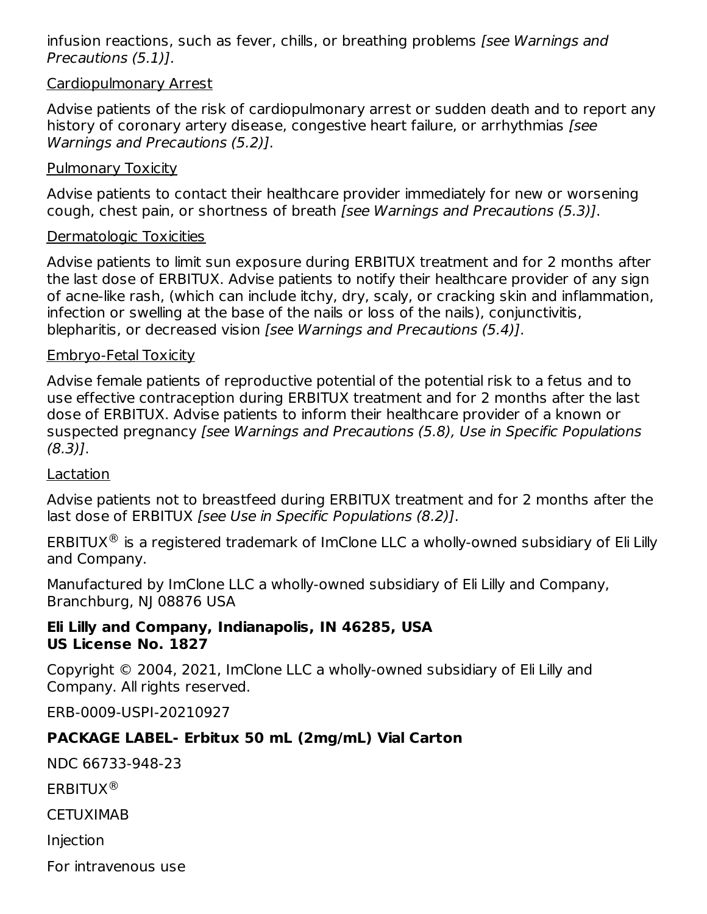infusion reactions, such as fever, chills, or breathing problems *[see Warnings and Precautions (5.1)]*.

Cardiopulmonary Arrest

Advise patients of the risk of cardiopulmonary arrest or sudden death and to report any history of coronary artery disease, congestive heart failure, or arrhythmias *[see Warnings and Precautions (5.2)]*.

Pulmonary Toxicity

Advise patients to contact their healthcare provider immediately for new or worsening cough, chest pain, or shortness of breath *[see Warnings and Precautions (5.3)]*.

Dermatologic Toxicities

Advise patients to limit sun exposure during ERBITUX treatment and for 2 months after the last dose of ERBITUX. Advise patients to notify their healthcare provider of any sign of acne-like rash, (which can include itchy, dry, scaly, or cracking skin and inflammation, infection or swelling at the base of the nails or loss of the nails), conjunctivitis, blepharitis, or decreased vision *[see Warnings and Precautions (5.4)]*.

Embryo-Fetal Toxicity

Advise female patients of reproductive potential of the potential risk to a fetus and to use effective contraception during ERBITUX treatment and for 2 months after the last dose of ERBITUX. Advise patients to inform their healthcare provider of a known or suspected pregnancy *[see Warnings and Precautions (5.8), Use in Specific Populations (8.3)]*.

Lactation

Advise patients not to breastfeed during ERBITUX treatment and for 2 months after the last dose of ERBITUX *[see Use in Specific Populations (8.2)]*.

ERBITUX® is a registered trademark of ImClone LLC a wholly-owned subsidiary of Eli Lilly and Company.

Manufactured by ImClone LLC a wholly-owned subsidiary of Eli Lilly and Company, Branchburg, NJ 08876 USA

**Eli Lilly and Company, Indianapolis, IN 46285, USA**
**US License No. 1827**

Copyright © 2004, 2021, ImClone LLC a wholly-owned subsidiary of Eli Lilly and Company. All rights reserved.

ERB-0009-USPI-20210927

**PACKAGE LABEL- Erbitux 50 mL (2mg/mL) Vial Carton**

NDC 66733-948-23

ERBITUX®

CETUXIMAB

Injection

For intravenous use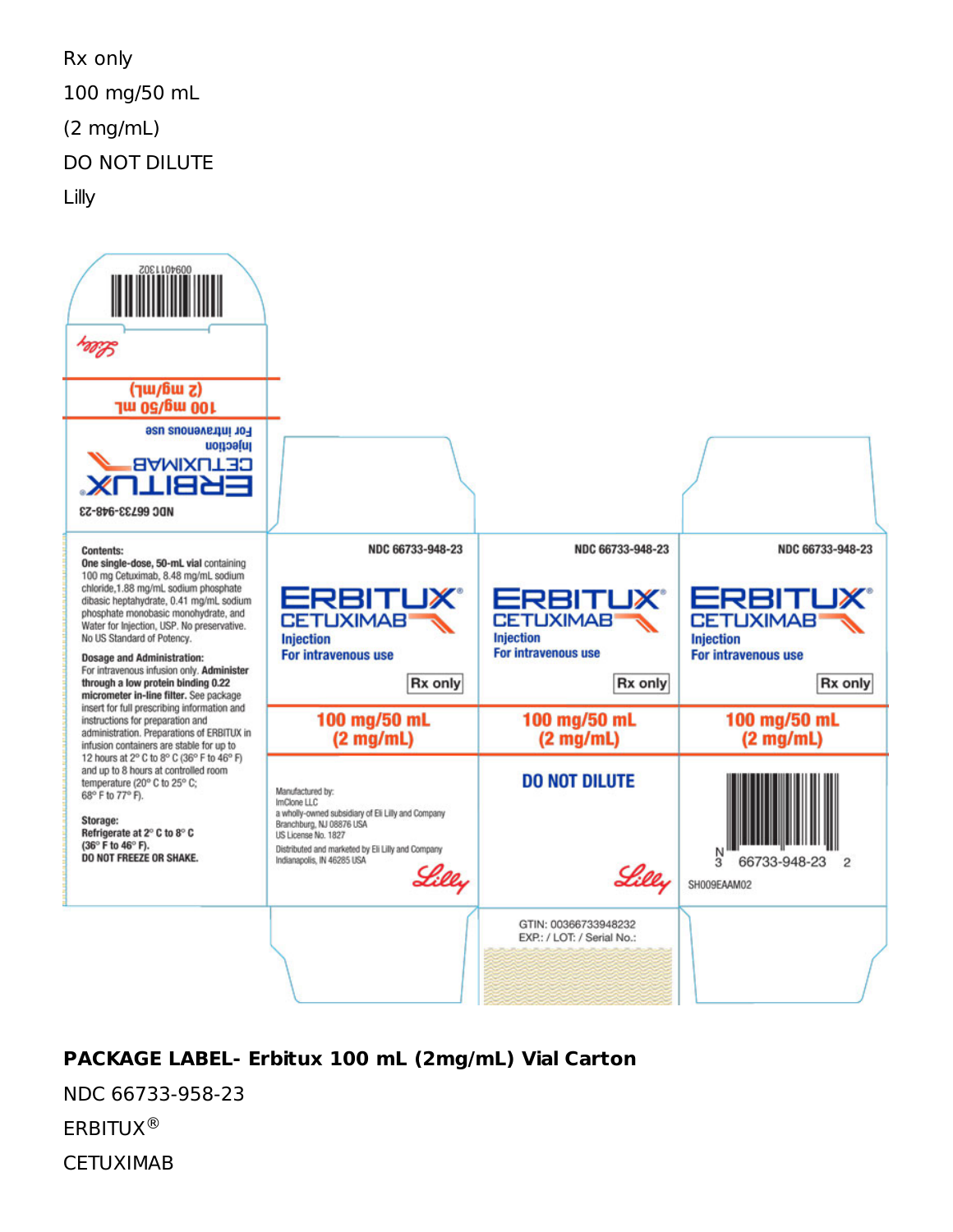Rx only

100 mg/50 mL

(2 mg/mL)

DO NOT DILUTE

Lilly

NDC 66733-948-23

ERBITUX®

CETUXIMAB

Injection

For intravenous use

100 mg/50 mL
(2 mg/mL)

Lilly

**Contents:**
**One single-dose, 50-mL vial** containing 100 mg Cetuximab, 8.48 mg/mL sodium chloride, 1.88 mg/mL sodium phosphate dibasic heptahydrate, 0.41 mg/mL sodium phosphate monobasic monohydrate, and Water for Injection, USP. No preservative. No US Standard of Potency.

**Dosage and Administration:**
For intravenous infusion only. **Administer through a low protein binding 0.22 micrometer in-line filter.** See package insert for full prescribing information and instructions for preparation and administration. Preparations of ERBITUX in infusion containers are stable for up to 12 hours at 2° C to 8° C (36° F to 46° F) and up to 8 hours at controlled room temperature (20° C to 25° C; 68° F to 77° F).

**Storage:**
**Refrigerate at 2° C to 8° C (36° F to 46° F).**
**DO NOT FREEZE OR SHAKE.**

NDC 66733-948-23

ERBITUX®

CETUXIMAB

Injection

For intravenous use

Rx only

100 mg/50 mL
(2 mg/mL)

Manufactured by:
ImClone LLC
a wholly-owned subsidiary of Eli Lilly and Company
Branchburg, NJ 08876 USA
US License No. 1827

Distributed and marketed by Eli Lilly and Company
Indianapolis, IN 46285 USA

Lilly

NDC 66733-948-23

ERBITUX®

CETUXIMAB

Injection

For intravenous use

Rx only

100 mg/50 mL
(2 mg/mL)

DO NOT DILUTE

Lilly

NDC 66733-948-23

ERBITUX®

CETUXIMAB

Injection

For intravenous use

Rx only

100 mg/50 mL
(2 mg/mL)

N
3 66733-948-23 2

SH009EAAM02

GTIN: 00366733948232

EXP.: / LOT: / Serial No.:

**PACKAGE LABEL- Erbitux 100 mL (2mg/mL) Vial Carton**

NDC 66733-958-23

ERBITUX®

CETUXIMAB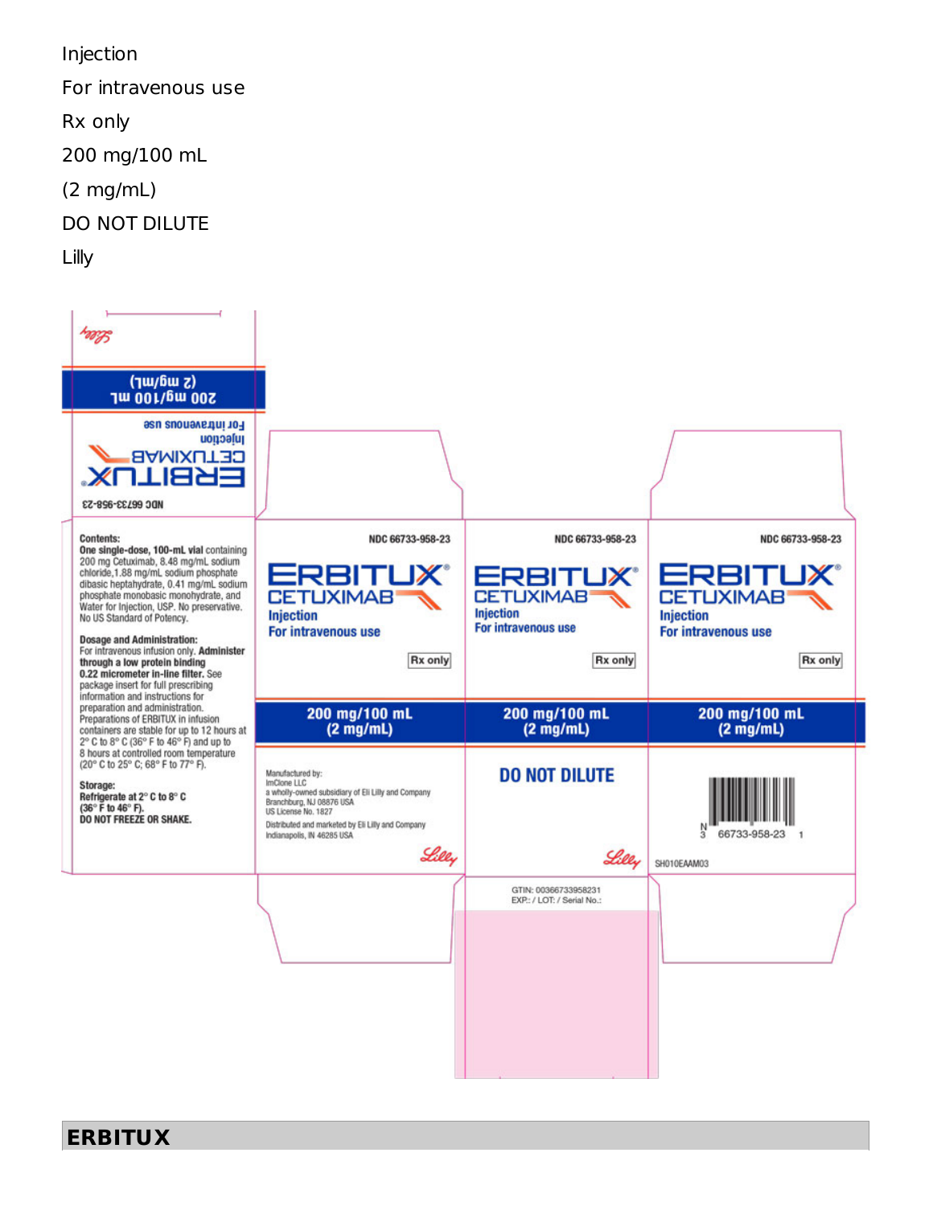Injection

For intravenous use

Rx only

200 mg/100 mL

(2 mg/mL)

DO NOT DILUTE

Lilly

NDC 66733-958-23

ERBITUX®

CETUXIMAB

Injection

For intravenous use

200 mg/100 mL

(2 mg/mL)

Lilly

**Contents:**

**One single-dose, 100-mL vial** containing 200 mg Cetuximab, 8.48 mg/mL sodium chloride, 1.88 mg/mL sodium phosphate dibasic heptahydrate, 0.41 mg/mL sodium phosphate monobasic monohydrate, and Water for Injection, USP. No preservative. No US Standard of Potency.

**Dosage and Administration:**

For intravenous infusion only. **Administer through a low protein binding 0.22 micrometer in-line filter.** See package insert for full prescribing information and instructions for preparation and administration. Preparations of ERBITUX in infusion containers are stable for up to 12 hours at 2° C to 8° C (36° F to 46° F) and up to 8 hours at controlled room temperature (20° C to 25° C; 68° F to 77° F).

**Storage:**

**Refrigerate at 2° C to 8° C (36° F to 46° F).**

**DO NOT FREEZE OR SHAKE.**

NDC 66733-958-23

ERBITUX®

CETUXIMAB

Injection

For intravenous use

Rx only

200 mg/100 mL

(2 mg/mL)

Manufactured by:
ImClone LLC
a wholly-owned subsidiary of Eli Lilly and Company
Branchburg, NJ 08876 USA
US License No. 1827

Distributed and marketed by Eli Lilly and Company
Indianapolis, IN 46285 USA

Lilly

NDC 66733-958-23

ERBITUX®

CETUXIMAB

Injection

For intravenous use

Rx only

200 mg/100 mL

(2 mg/mL)

DO NOT DILUTE

Lilly

GTIN: 00366733958231

EXP.: / LOT: / Serial No.:

NDC 66733-958-23

ERBITUX®

CETUXIMAB

Injection

For intravenous use

Rx only

200 mg/100 mL

(2 mg/mL)

N 3 66733-958-23 1

SH010EAAM03

## ERBITUX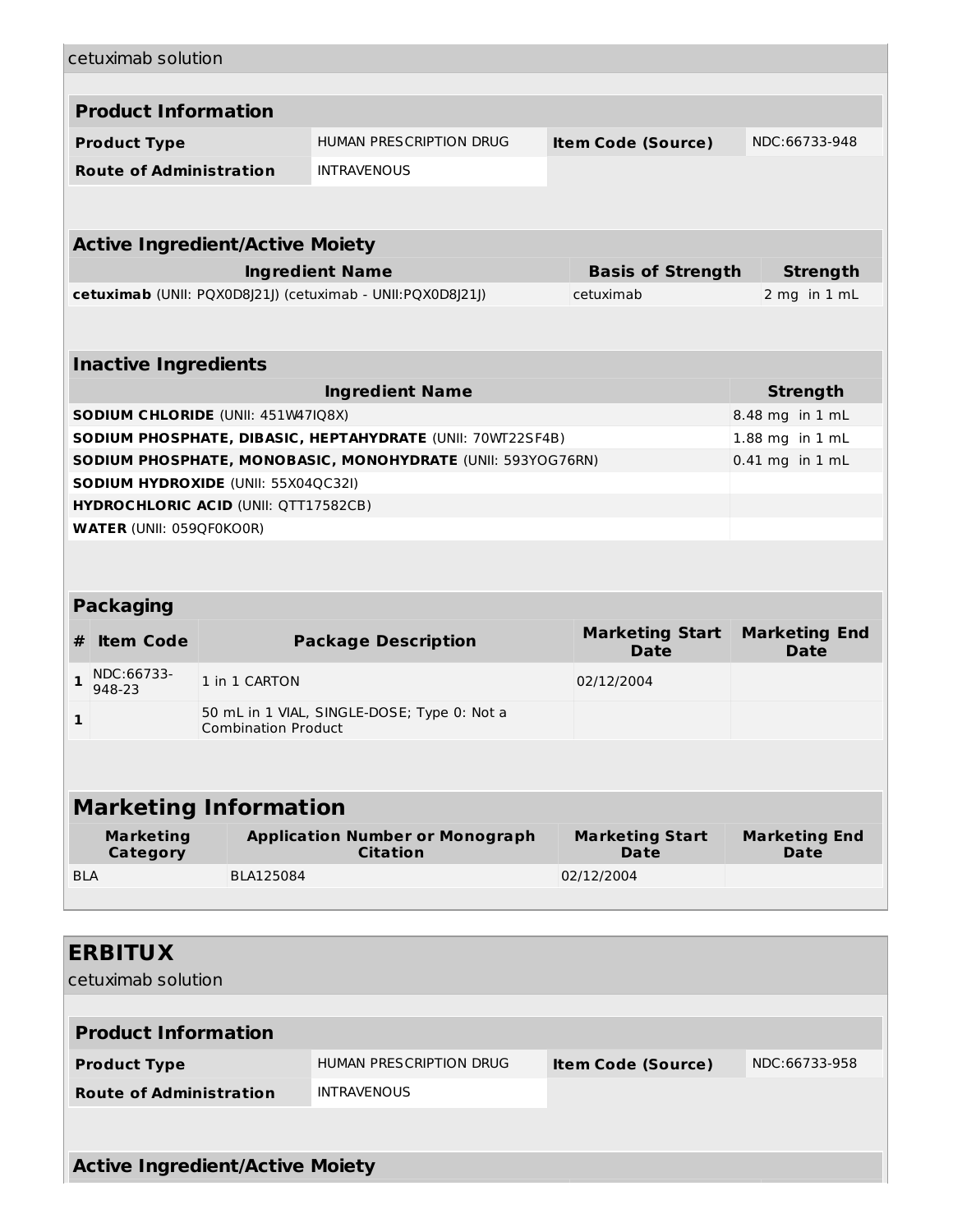cetuximab solution

| **Product Information** | | | |
|---|---|---|---|
| **Product Type** | HUMAN PRESCRIPTION DRUG | **Item Code (Source)** | NDC:66733-948 |
| **Route of Administration** | INTRAVENOUS | | |

| **Active Ingredient/Active Moiety** | | |
|---|---|---|
| **Ingredient Name** | **Basis of Strength** | **Strength** |
| **cetuximab** (UNII: PQX0D8J21J) (cetuximab - UNII:PQX0D8J21J) | cetuximab | 2 mg in 1 mL |

| **Inactive Ingredients** | |
|---|---|
| **Ingredient Name** | **Strength** |
| **SODIUM CHLORIDE** (UNII: 451W47IQ8X) | 8.48 mg in 1 mL |
| **SODIUM PHOSPHATE, DIBASIC, HEPTAHYDRATE** (UNII: 70WT22SF4B) | 1.88 mg in 1 mL |
| **SODIUM PHOSPHATE, MONOBASIC, MONOHYDRATE** (UNII: 593YOG76RN) | 0.41 mg in 1 mL |
| **SODIUM HYDROXIDE** (UNII: 55X04QC32I) | |
| **HYDROCHLORIC ACID** (UNII: QTT17582CB) | |
| **WATER** (UNII: 059QF0KO0R) | |

| **Packaging** | | | | |
|---|---|---|---|---|
| **#** | **Item Code** | **Package Description** | **Marketing Start Date** | **Marketing End Date** |
| **1** | NDC:66733-948-23 | 1 in 1 CARTON | 02/12/2004 | |
| **1** | | 50 mL in 1 VIAL, SINGLE-DOSE; Type 0: Not a Combination Product | | |

| **Marketing Information** | | | |
|---|---|---|---|
| **Marketing Category** | **Application Number or Monograph Citation** | **Marketing Start Date** | **Marketing End Date** |
| BLA | BLA125084 | 02/12/2004 | |

## ERBITUX

cetuximab solution

| **Product Information** | | | |
|---|---|---|---|
| **Product Type** | HUMAN PRESCRIPTION DRUG | **Item Code (Source)** | NDC:66733-958 |
| **Route of Administration** | INTRAVENOUS | | |

**Active Ingredient/Active Moiety**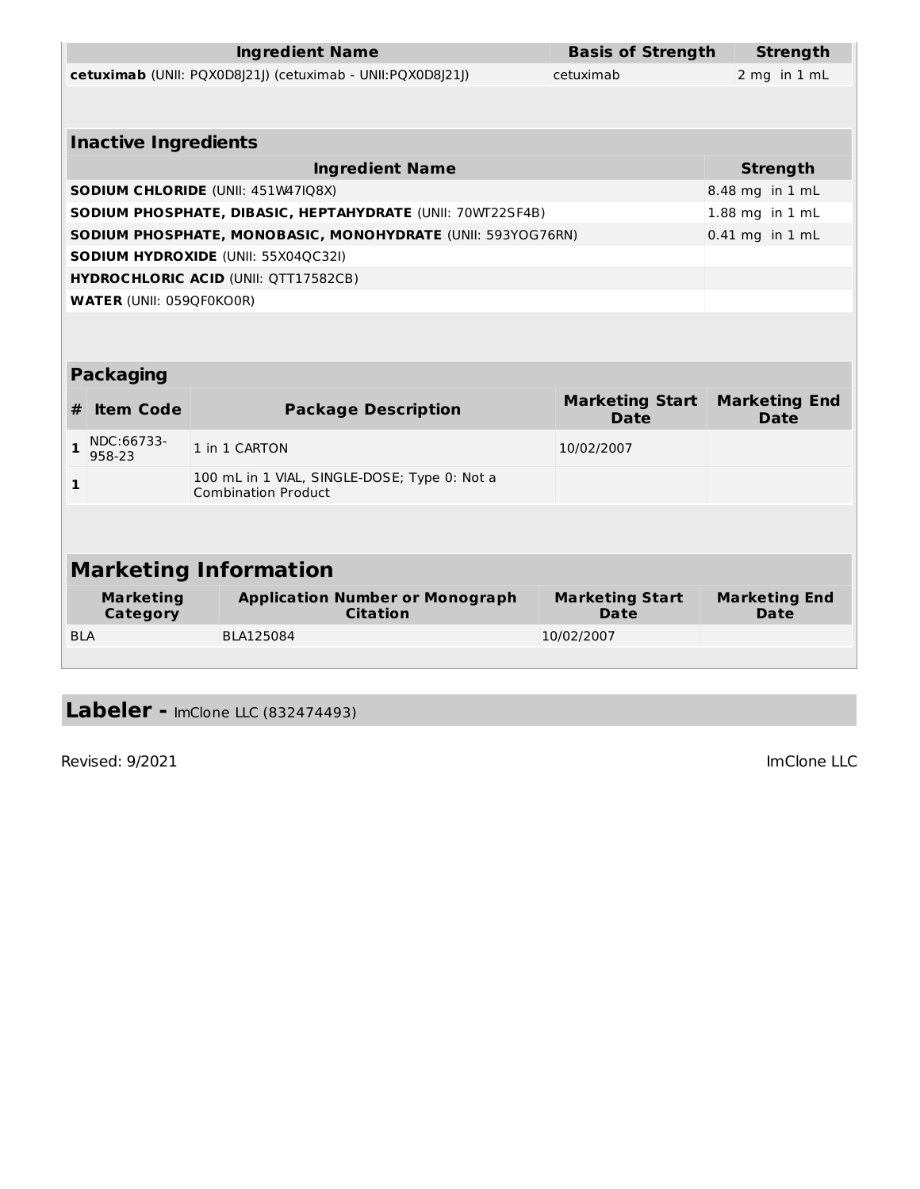| Ingredient Name | Basis of Strength | Strength |
|---|---|---|
| **cetuximab** (UNII: PQX0D8J21J) (cetuximab - UNII:PQX0D8J21J) | cetuximab | 2 mg in 1 mL |

## Inactive Ingredients

| Ingredient Name | Strength |
|---|---|
| **SODIUM CHLORIDE** (UNII: 451W47IQ8X) | 8.48 mg in 1 mL |
| **SODIUM PHOSPHATE, DIBASIC, HEPTAHYDRATE** (UNII: 70WT22SF4B) | 1.88 mg in 1 mL |
| **SODIUM PHOSPHATE, MONOBASIC, MONOHYDRATE** (UNII: 593YOG76RN) | 0.41 mg in 1 mL |
| **SODIUM HYDROXIDE** (UNII: 55X04QC32I) | |
| **HYDROCHLORIC ACID** (UNII: QTT17582CB) | |
| **WATER** (UNII: 059QF0KO0R) | |

## Packaging

| # | Item Code | Package Description | Marketing Start Date | Marketing End Date |
|---|---|---|---|---|
| 1 | NDC:66733-958-23 | 1 in 1 CARTON | 10/02/2007 | |
| 1 | | 100 mL in 1 VIAL, SINGLE-DOSE; Type 0: Not a Combination Product | | |

## Marketing Information

| Marketing Category | Application Number or Monograph Citation | Marketing Start Date | Marketing End Date |
|---|---|---|---|
| BLA | BLA125084 | 10/02/2007 | |

## Labeler - ImClone LLC (832474493)

Revised: 9/2021

ImClone LLC